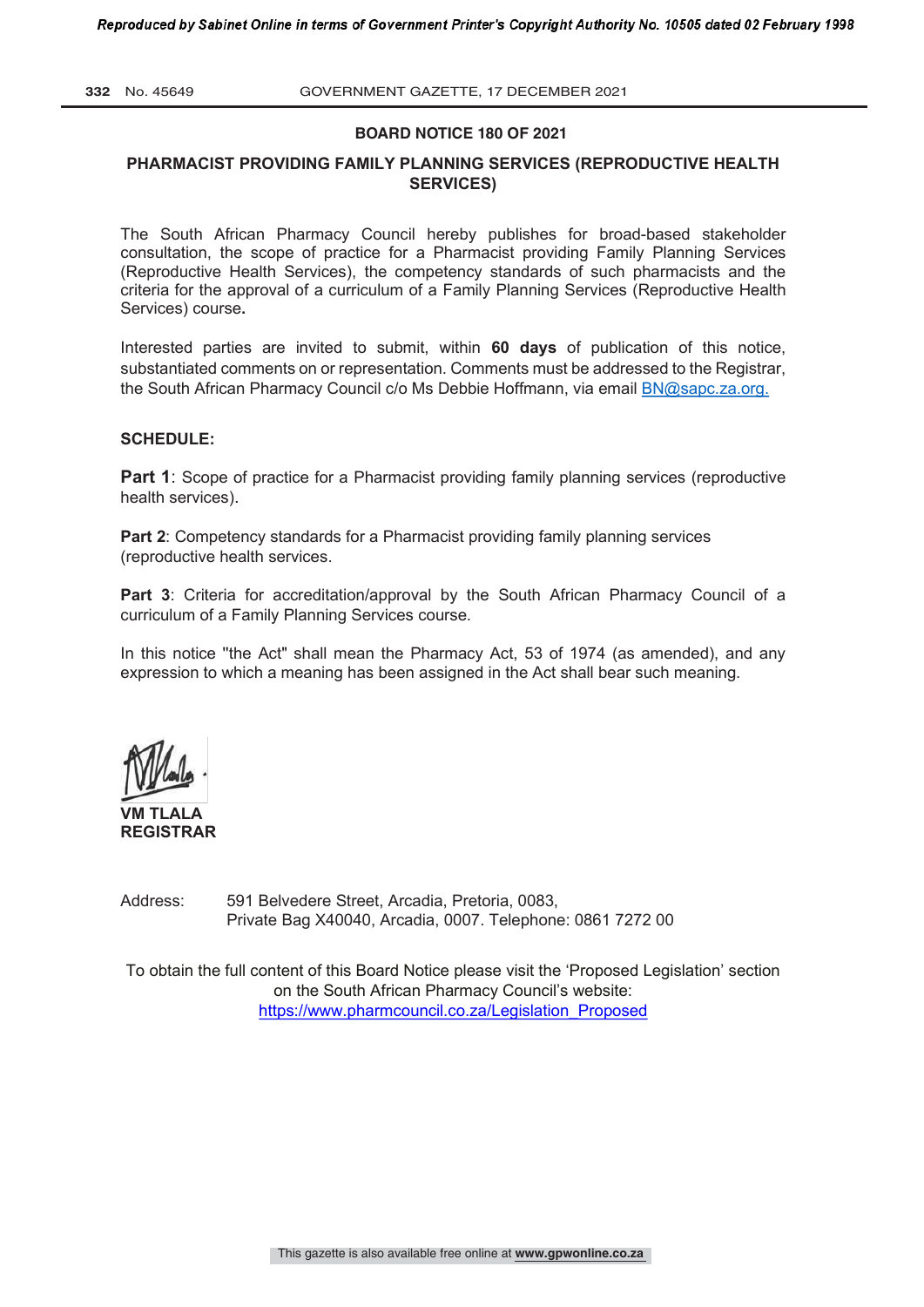## BOARD NOTICE 180 OF 2021

## PHARMACIST PROVIDING FAMILY PLANNING SERVICES (REPRODUCTIVE HEALTH SERVICES)

The South African Pharmacy Council hereby publishes for broad-based stakeholder consultation, the scope of practice for a Pharmacist providing Family Planning Services (Reproductive Health Services), the competency standards of such pharmacists and the criteria for the approval of a curriculum of a Family Planning Services (Reproductive Health Services) course**.**

Interested parties are invited to submit, within **60 days** of publication of this notice, substantiated comments on or representation. Comments must be addressed to the Registrar, the South African Pharmacy Council c/o Ms Debbie Hoffmann, via email BN@sapc.za.org.

**SCHEDULE:**

**Part 1**: Scope of practice for a Pharmacist providing family planning services (reproductive health services).

**Part 2**: Competency standards for a Pharmacist providing family planning services (reproductive health services.

**Part 3**: Criteria for accreditation/approval by the South African Pharmacy Council of a curriculum of a Family Planning Services course.

In this notice "the Act" shall mean the Pharmacy Act, 53 of 1974 (as amended), and any expression to which a meaning has been assigned in the Act shall bear such meaning.

**VM TLALA**
**REGISTRAR**

Address: 591 Belvedere Street, Arcadia, Pretoria, 0083,
Private Bag X40040, Arcadia, 0007. Telephone: 0861 7272 00

To obtain the full content of this Board Notice please visit the 'Proposed Legislation' section on the South African Pharmacy Council's website:
https://www.pharmcouncil.co.za/Legislation_Proposed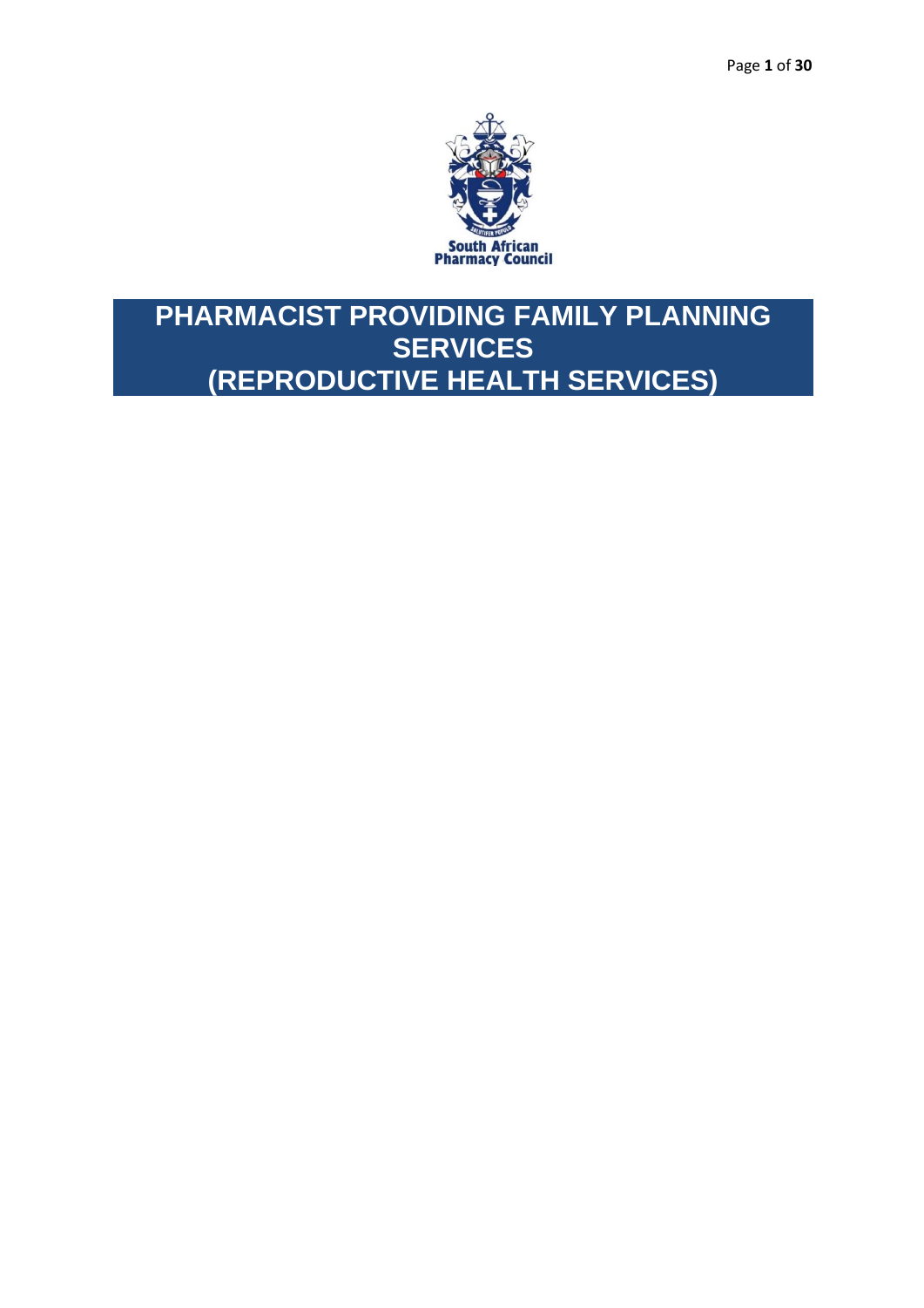# PHARMACIST PROVIDING FAMILY PLANNING SERVICES
# (REPRODUCTIVE HEALTH SERVICES)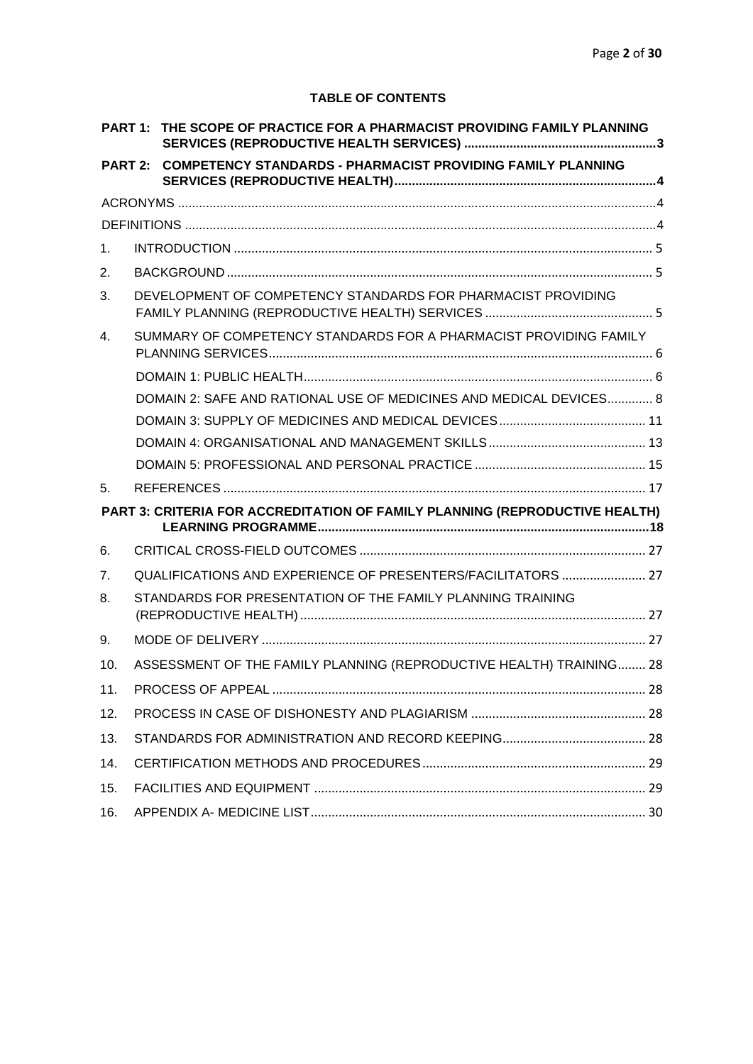**TABLE OF CONTENTS**

**PART 1: THE SCOPE OF PRACTICE FOR A PHARMACIST PROVIDING FAMILY PLANNING SERVICES (REPRODUCTIVE HEALTH SERVICES) ....................................................... 3**

**PART 2: COMPETENCY STANDARDS - PHARMACIST PROVIDING FAMILY PLANNING SERVICES (REPRODUCTIVE HEALTH)........................................................................ 4**

ACRONYMS ........................................................................................................................ 4

DEFINITIONS ...................................................................................................................... 4

1. INTRODUCTION ........................................................................................................ 5
2. BACKGROUND ........................................................................................................... 5
3. DEVELOPMENT OF COMPETENCY STANDARDS FOR PHARMACIST PROVIDING FAMILY PLANNING (REPRODUCTIVE HEALTH) SERVICES ................................................. 5
4. SUMMARY OF COMPETENCY STANDARDS FOR A PHARMACIST PROVIDING FAMILY PLANNING SERVICES............................................................................................. 6
   - DOMAIN 1: PUBLIC HEALTH.................................................................................. 6
   - DOMAIN 2: SAFE AND RATIONAL USE OF MEDICINES AND MEDICAL DEVICES............. 8
   - DOMAIN 3: SUPPLY OF MEDICINES AND MEDICAL DEVICES........................................ 11
   - DOMAIN 4: ORGANISATIONAL AND MANAGEMENT SKILLS............................................ 13
   - DOMAIN 5: PROFESSIONAL AND PERSONAL PRACTICE ................................................ 15
5. REFERENCES ........................................................................................................... 17

**PART 3: CRITERIA FOR ACCREDITATION OF FAMILY PLANNING (REPRODUCTIVE HEALTH) LEARNING PROGRAMME.............................................................................................. 18**

6. CRITICAL CROSS-FIELD OUTCOMES ......................................................................... 27
7. QUALIFICATIONS AND EXPERIENCE OF PRESENTERS/FACILITATORS ........................ 27
8. STANDARDS FOR PRESENTATION OF THE FAMILY PLANNING TRAINING (REPRODUCTIVE HEALTH) ........................................................................................ 27
9. MODE OF DELIVERY ................................................................................................ 27
10. ASSESSMENT OF THE FAMILY PLANNING (REPRODUCTIVE HEALTH) TRAINING........ 28
11. PROCESS OF APPEAL ............................................................................................... 28
12. PROCESS IN CASE OF DISHONESTY AND PLAGIARISM .............................................. 28
13. STANDARDS FOR ADMINISTRATION AND RECORD KEEPING......................................... 28
14. CERTIFICATION METHODS AND PROCEDURES.............................................................. 29
15. FACILITIES AND EQUIPMENT .................................................................................... 29
16. APPENDIX A- MEDICINE LIST.................................................................................... 30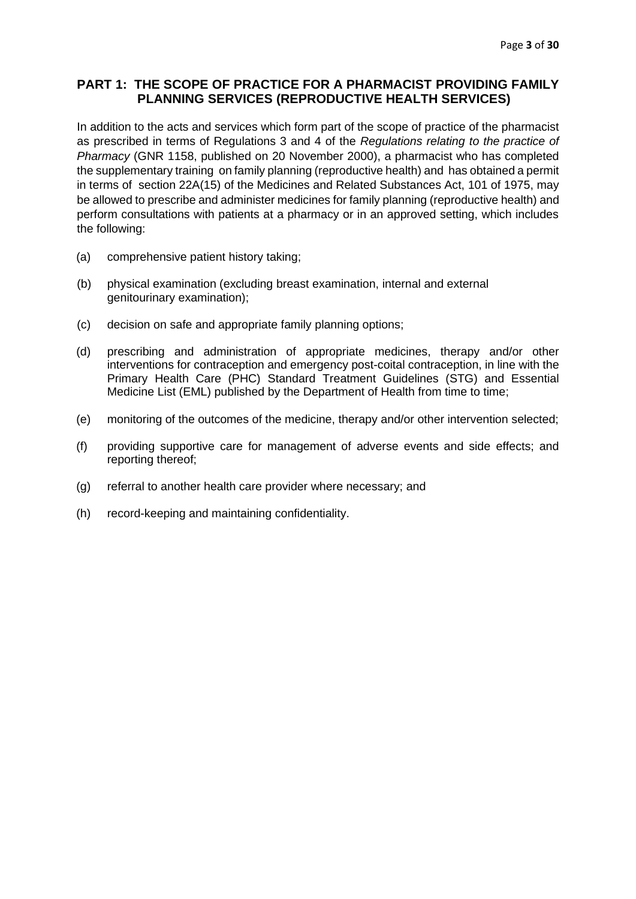## PART 1: THE SCOPE OF PRACTICE FOR A PHARMACIST PROVIDING FAMILY PLANNING SERVICES (REPRODUCTIVE HEALTH SERVICES)

In addition to the acts and services which form part of the scope of practice of the pharmacist as prescribed in terms of Regulations 3 and 4 of the *Regulations relating to the practice of Pharmacy* (GNR 1158, published on 20 November 2000), a pharmacist who has completed the supplementary training on family planning (reproductive health) and has obtained a permit in terms of section 22A(15) of the Medicines and Related Substances Act, 101 of 1975, may be allowed to prescribe and administer medicines for family planning (reproductive health) and perform consultations with patients at a pharmacy or in an approved setting, which includes the following:

(a) comprehensive patient history taking;

(b) physical examination (excluding breast examination, internal and external genitourinary examination);

(c) decision on safe and appropriate family planning options;

(d) prescribing and administration of appropriate medicines, therapy and/or other interventions for contraception and emergency post-coital contraception, in line with the Primary Health Care (PHC) Standard Treatment Guidelines (STG) and Essential Medicine List (EML) published by the Department of Health from time to time;

(e) monitoring of the outcomes of the medicine, therapy and/or other intervention selected;

(f) providing supportive care for management of adverse events and side effects; and reporting thereof;

(g) referral to another health care provider where necessary; and

(h) record-keeping and maintaining confidentiality.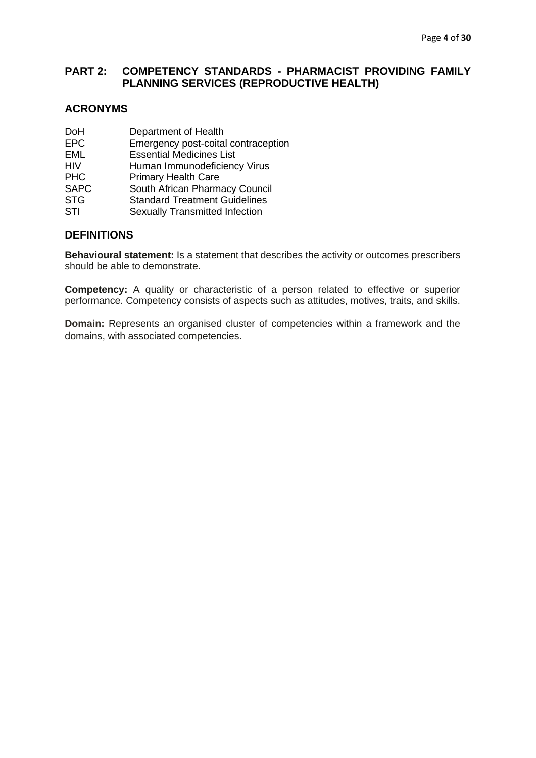# PART 2: COMPETENCY STANDARDS - PHARMACIST PROVIDING FAMILY PLANNING SERVICES (REPRODUCTIVE HEALTH)

## ACRONYMS

| | |
|---|---|
| DoH | Department of Health |
| EPC | Emergency post-coital contraception |
| EML | Essential Medicines List |
| HIV | Human Immunodeficiency Virus |
| PHC | Primary Health Care |
| SAPC | South African Pharmacy Council |
| STG | Standard Treatment Guidelines |
| STI | Sexually Transmitted Infection |

## DEFINITIONS

**Behavioural statement:** Is a statement that describes the activity or outcomes prescribers should be able to demonstrate.

**Competency:** A quality or characteristic of a person related to effective or superior performance. Competency consists of aspects such as attitudes, motives, traits, and skills.

**Domain:** Represents an organised cluster of competencies within a framework and the domains, with associated competencies.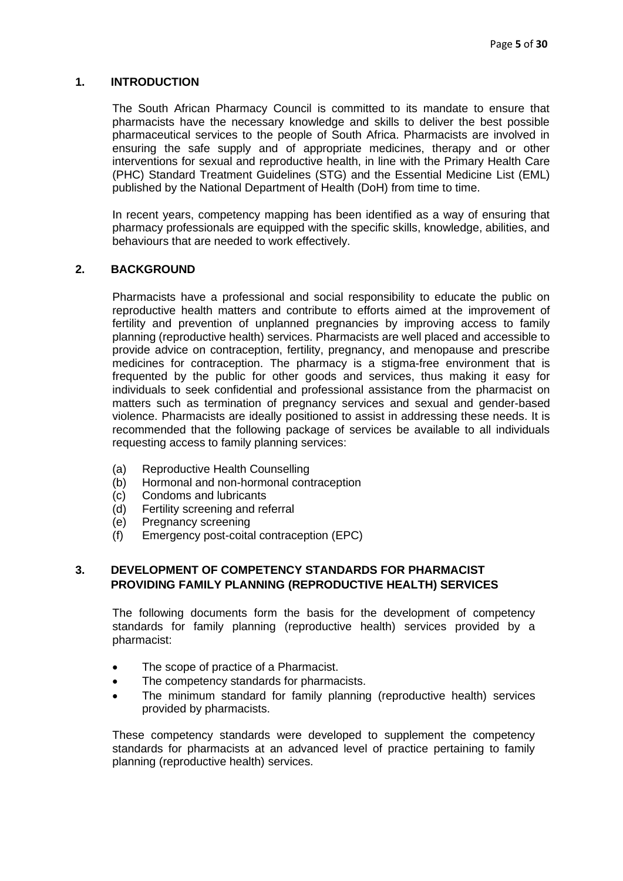## 1. INTRODUCTION

The South African Pharmacy Council is committed to its mandate to ensure that pharmacists have the necessary knowledge and skills to deliver the best possible pharmaceutical services to the people of South Africa. Pharmacists are involved in ensuring the safe supply and of appropriate medicines, therapy and or other interventions for sexual and reproductive health, in line with the Primary Health Care (PHC) Standard Treatment Guidelines (STG) and the Essential Medicine List (EML) published by the National Department of Health (DoH) from time to time.

In recent years, competency mapping has been identified as a way of ensuring that pharmacy professionals are equipped with the specific skills, knowledge, abilities, and behaviours that are needed to work effectively.

## 2. BACKGROUND

Pharmacists have a professional and social responsibility to educate the public on reproductive health matters and contribute to efforts aimed at the improvement of fertility and prevention of unplanned pregnancies by improving access to family planning (reproductive health) services. Pharmacists are well placed and accessible to provide advice on contraception, fertility, pregnancy, and menopause and prescribe medicines for contraception. The pharmacy is a stigma-free environment that is frequented by the public for other goods and services, thus making it easy for individuals to seek confidential and professional assistance from the pharmacist on matters such as termination of pregnancy services and sexual and gender-based violence. Pharmacists are ideally positioned to assist in addressing these needs. It is recommended that the following package of services be available to all individuals requesting access to family planning services:

(a) Reproductive Health Counselling
(b) Hormonal and non-hormonal contraception
(c) Condoms and lubricants
(d) Fertility screening and referral
(e) Pregnancy screening
(f) Emergency post-coital contraception (EPC)

## 3. DEVELOPMENT OF COMPETENCY STANDARDS FOR PHARMACIST PROVIDING FAMILY PLANNING (REPRODUCTIVE HEALTH) SERVICES

The following documents form the basis for the development of competency standards for family planning (reproductive health) services provided by a pharmacist:

- The scope of practice of a Pharmacist.
- The competency standards for pharmacists.
- The minimum standard for family planning (reproductive health) services provided by pharmacists.

These competency standards were developed to supplement the competency standards for pharmacists at an advanced level of practice pertaining to family planning (reproductive health) services.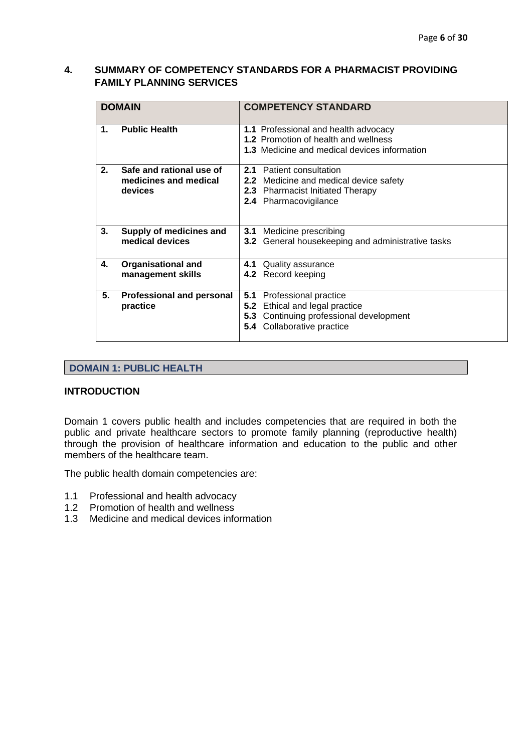## 4. SUMMARY OF COMPETENCY STANDARDS FOR A PHARMACIST PROVIDING FAMILY PLANNING SERVICES

| DOMAIN | COMPETENCY STANDARD |
|---|---|
| **1. Public Health** | **1.1** Professional and health advocacy<br>**1.2** Promotion of health and wellness<br>**1.3** Medicine and medical devices information |
| **2. Safe and rational use of medicines and medical devices** | **2.1** Patient consultation<br>**2.2** Medicine and medical device safety<br>**2.3** Pharmacist Initiated Therapy<br>**2.4** Pharmacovigilance |
| **3. Supply of medicines and medical devices** | **3.1** Medicine prescribing<br>**3.2** General housekeeping and administrative tasks |
| **4. Organisational and management skills** | **4.1** Quality assurance<br>**4.2** Record keeping |
| **5. Professional and personal practice** | **5.1** Professional practice<br>**5.2** Ethical and legal practice<br>**5.3** Continuing professional development<br>**5.4** Collaborative practice |

## DOMAIN 1: PUBLIC HEALTH

### INTRODUCTION

Domain 1 covers public health and includes competencies that are required in both the public and private healthcare sectors to promote family planning (reproductive health) through the provision of healthcare information and education to the public and other members of the healthcare team.

The public health domain competencies are:

1.1 Professional and health advocacy
1.2 Promotion of health and wellness
1.3 Medicine and medical devices information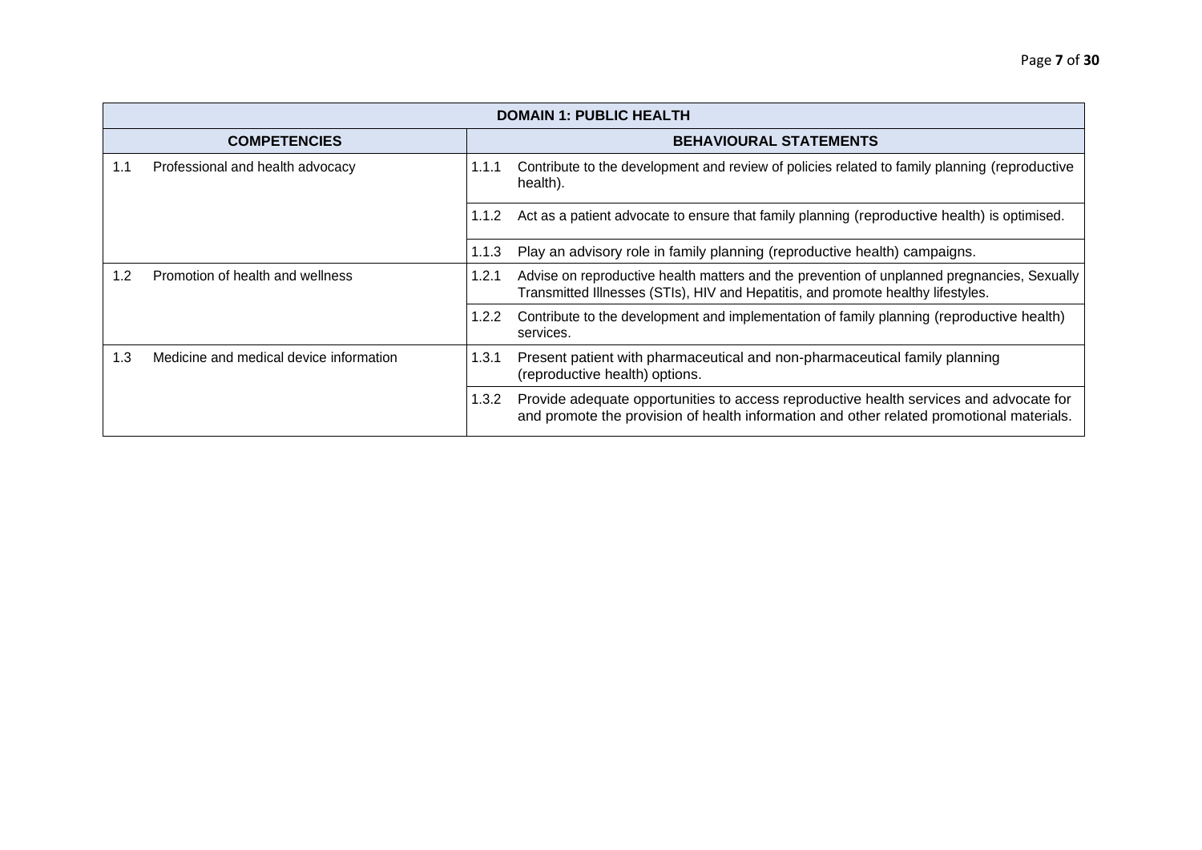| DOMAIN 1: PUBLIC HEALTH | | | |
|---|---|---|---|
| **COMPETENCIES** | | **BEHAVIOURAL STATEMENTS** | |
| 1.1 | Professional and health advocacy | 1.1.1 | Contribute to the development and review of policies related to family planning (reproductive health). |
| | | 1.1.2 | Act as a patient advocate to ensure that family planning (reproductive health) is optimised. |
| | | 1.1.3 | Play an advisory role in family planning (reproductive health) campaigns. |
| 1.2 | Promotion of health and wellness | 1.2.1 | Advise on reproductive health matters and the prevention of unplanned pregnancies, Sexually Transmitted Illnesses (STIs), HIV and Hepatitis, and promote healthy lifestyles. |
| | | 1.2.2 | Contribute to the development and implementation of family planning (reproductive health) services. |
| 1.3 | Medicine and medical device information | 1.3.1 | Present patient with pharmaceutical and non-pharmaceutical family planning (reproductive health) options. |
| | | 1.3.2 | Provide adequate opportunities to access reproductive health services and advocate for and promote the provision of health information and other related promotional materials. |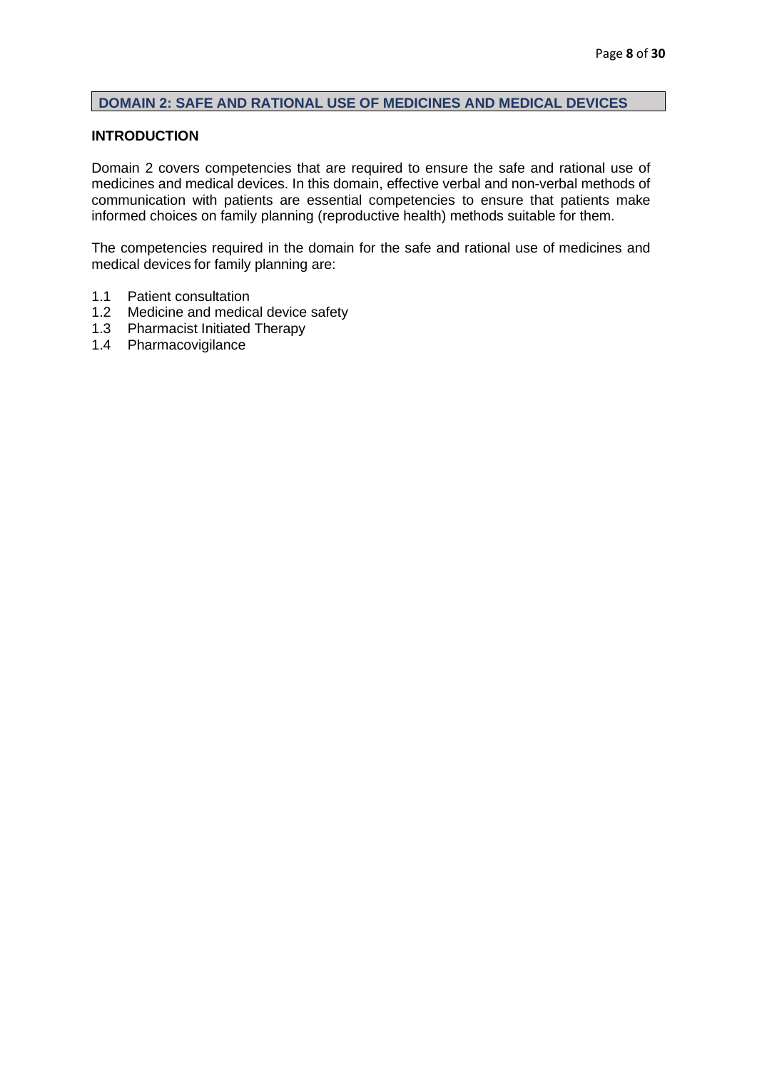## DOMAIN 2: SAFE AND RATIONAL USE OF MEDICINES AND MEDICAL DEVICES

### INTRODUCTION

Domain 2 covers competencies that are required to ensure the safe and rational use of medicines and medical devices. In this domain, effective verbal and non-verbal methods of communication with patients are essential competencies to ensure that patients make informed choices on family planning (reproductive health) methods suitable for them.

The competencies required in the domain for the safe and rational use of medicines and medical devices for family planning are:

1.1 Patient consultation
1.2 Medicine and medical device safety
1.3 Pharmacist Initiated Therapy
1.4 Pharmacovigilance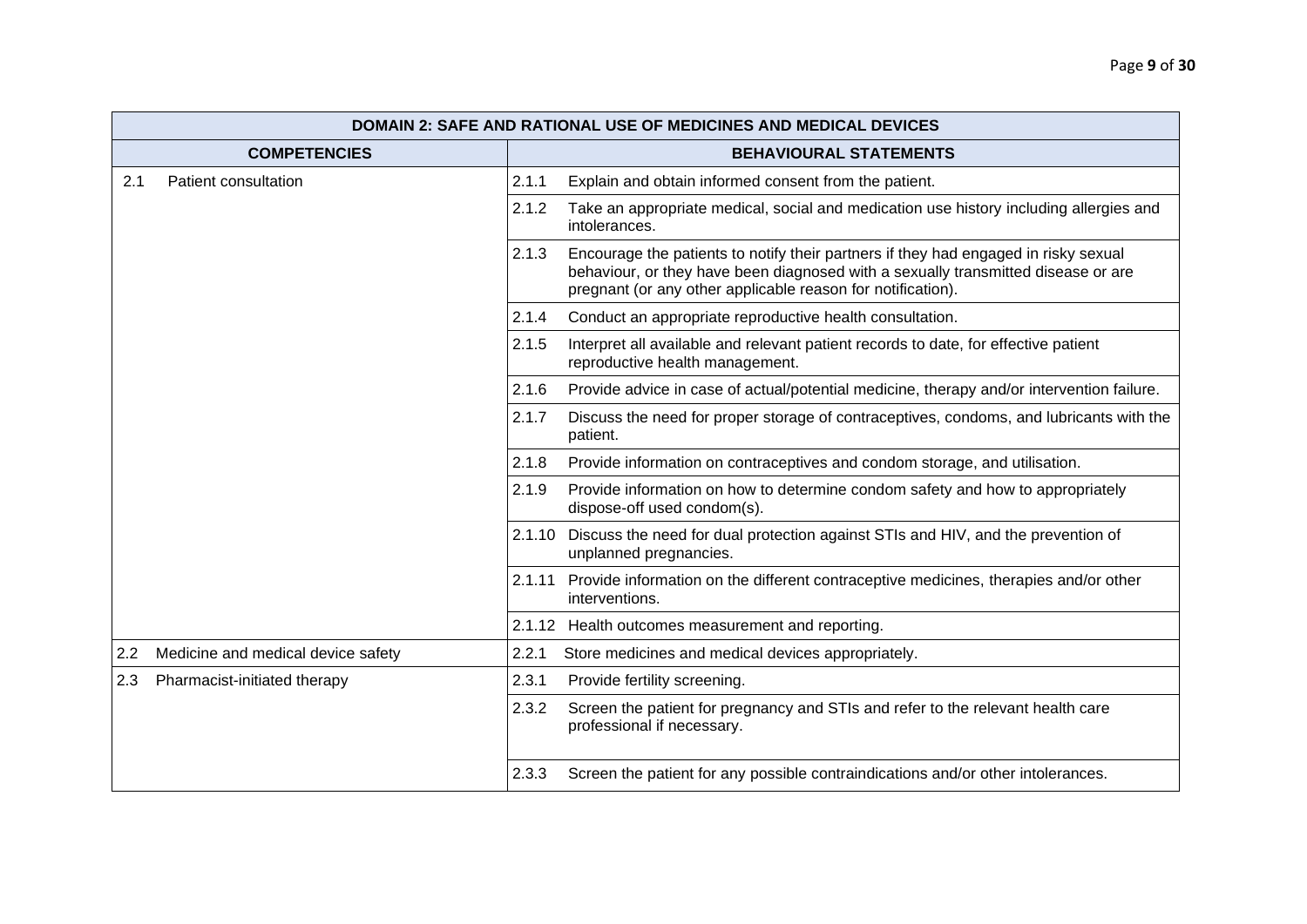| DOMAIN 2: SAFE AND RATIONAL USE OF MEDICINES AND MEDICAL DEVICES | |
|---|---|
| **COMPETENCIES** | **BEHAVIOURAL STATEMENTS** |
| 2.1 Patient consultation | 2.1.1 Explain and obtain informed consent from the patient. |
| | 2.1.2 Take an appropriate medical, social and medication use history including allergies and intolerances. |
| | 2.1.3 Encourage the patients to notify their partners if they had engaged in risky sexual behaviour, or they have been diagnosed with a sexually transmitted disease or are pregnant (or any other applicable reason for notification). |
| | 2.1.4 Conduct an appropriate reproductive health consultation. |
| | 2.1.5 Interpret all available and relevant patient records to date, for effective patient reproductive health management. |
| | 2.1.6 Provide advice in case of actual/potential medicine, therapy and/or intervention failure. |
| | 2.1.7 Discuss the need for proper storage of contraceptives, condoms, and lubricants with the patient. |
| | 2.1.8 Provide information on contraceptives and condom storage, and utilisation. |
| | 2.1.9 Provide information on how to determine condom safety and how to appropriately dispose-off used condom(s). |
| | 2.1.10 Discuss the need for dual protection against STIs and HIV, and the prevention of unplanned pregnancies. |
| | 2.1.11 Provide information on the different contraceptive medicines, therapies and/or other interventions. |
| | 2.1.12 Health outcomes measurement and reporting. |
| 2.2 Medicine and medical device safety | 2.2.1 Store medicines and medical devices appropriately. |
| 2.3 Pharmacist-initiated therapy | 2.3.1 Provide fertility screening. |
| | 2.3.2 Screen the patient for pregnancy and STIs and refer to the relevant health care professional if necessary. |
| | 2.3.3 Screen the patient for any possible contraindications and/or other intolerances. |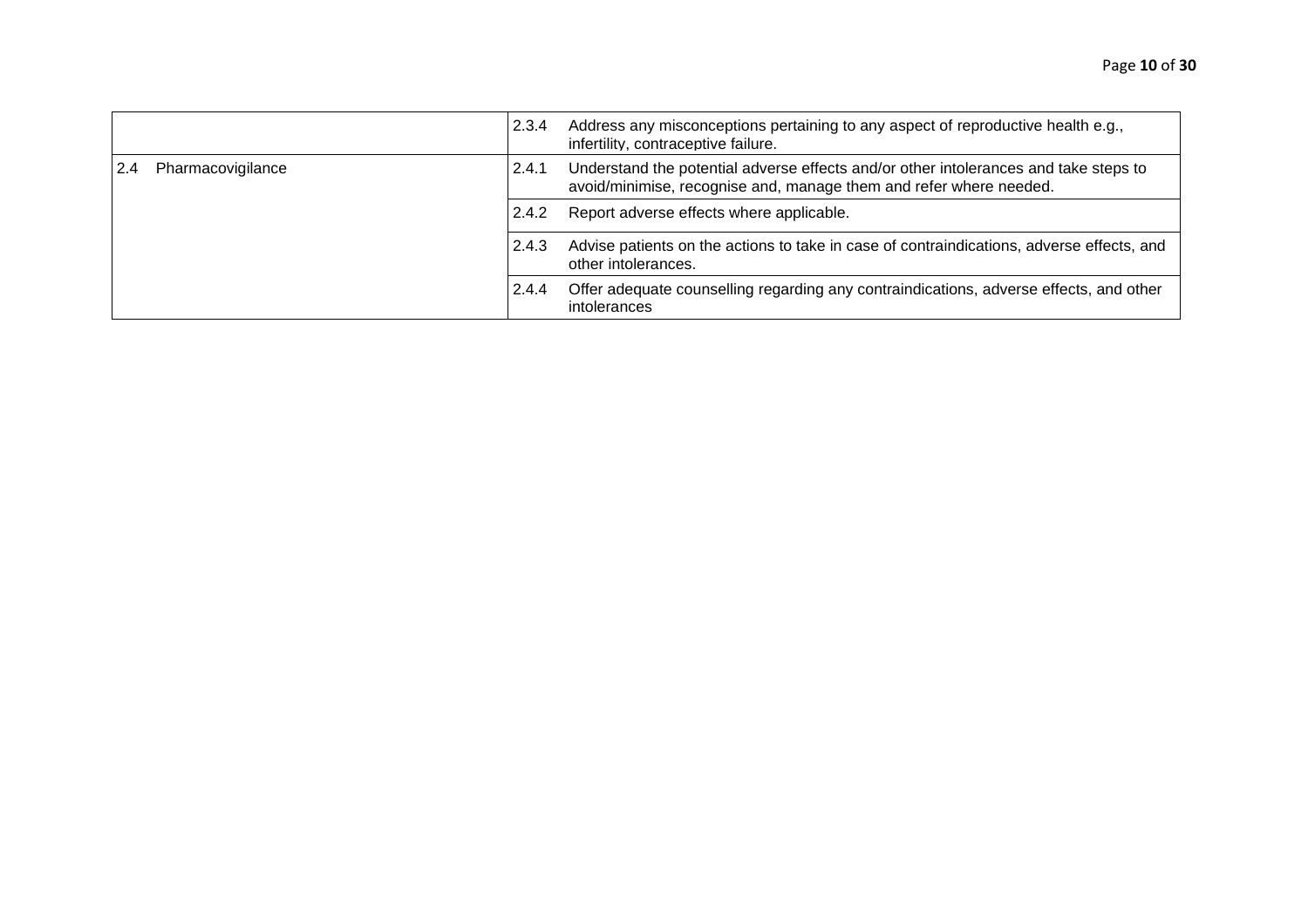| | | |
|---|---|---|
| | 2.3.4 | Address any misconceptions pertaining to any aspect of reproductive health e.g., infertility, contraceptive failure. |
| 2.4 Pharmacovigilance | 2.4.1 | Understand the potential adverse effects and/or other intolerances and take steps to avoid/minimise, recognise and, manage them and refer where needed. |
| | 2.4.2 | Report adverse effects where applicable. |
| | 2.4.3 | Advise patients on the actions to take in case of contraindications, adverse effects, and other intolerances. |
| | 2.4.4 | Offer adequate counselling regarding any contraindications, adverse effects, and other intolerances |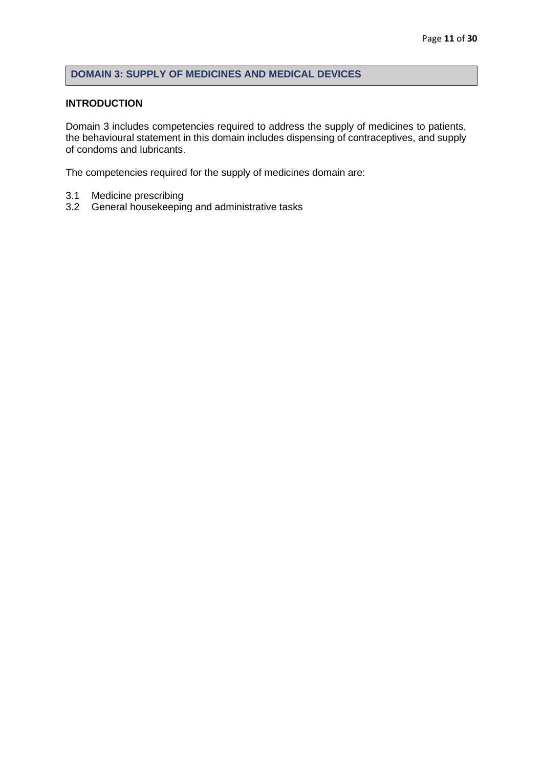## DOMAIN 3: SUPPLY OF MEDICINES AND MEDICAL DEVICES

### INTRODUCTION

Domain 3 includes competencies required to address the supply of medicines to patients, the behavioural statement in this domain includes dispensing of contraceptives, and supply of condoms and lubricants.

The competencies required for the supply of medicines domain are:

3.1 Medicine prescribing
3.2 General housekeeping and administrative tasks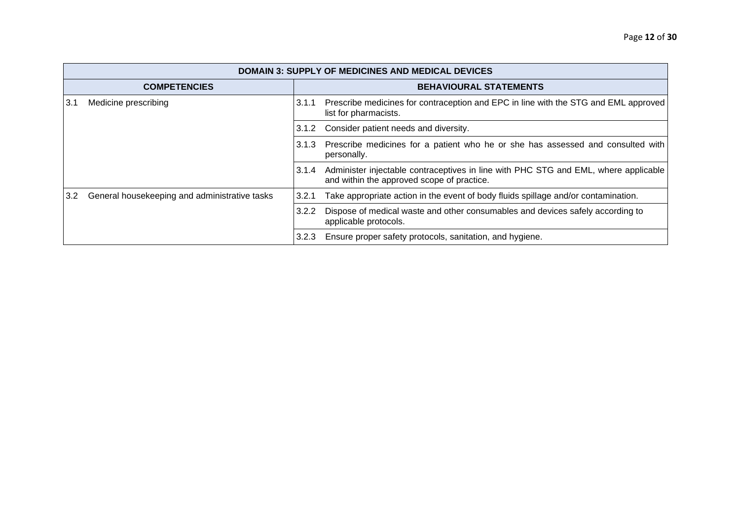| DOMAIN 3: SUPPLY OF MEDICINES AND MEDICAL DEVICES | | |
|---|---|---|
| **COMPETENCIES** | **BEHAVIOURAL STATEMENTS** | |
| 3.1 Medicine prescribing | 3.1.1 | Prescribe medicines for contraception and EPC in line with the STG and EML approved list for pharmacists. |
| | 3.1.2 | Consider patient needs and diversity. |
| | 3.1.3 | Prescribe medicines for a patient who he or she has assessed and consulted with personally. |
| | 3.1.4 | Administer injectable contraceptives in line with PHC STG and EML, where applicable and within the approved scope of practice. |
| 3.2 General housekeeping and administrative tasks | 3.2.1 | Take appropriate action in the event of body fluids spillage and/or contamination. |
| | 3.2.2 | Dispose of medical waste and other consumables and devices safely according to applicable protocols. |
| | 3.2.3 | Ensure proper safety protocols, sanitation, and hygiene. |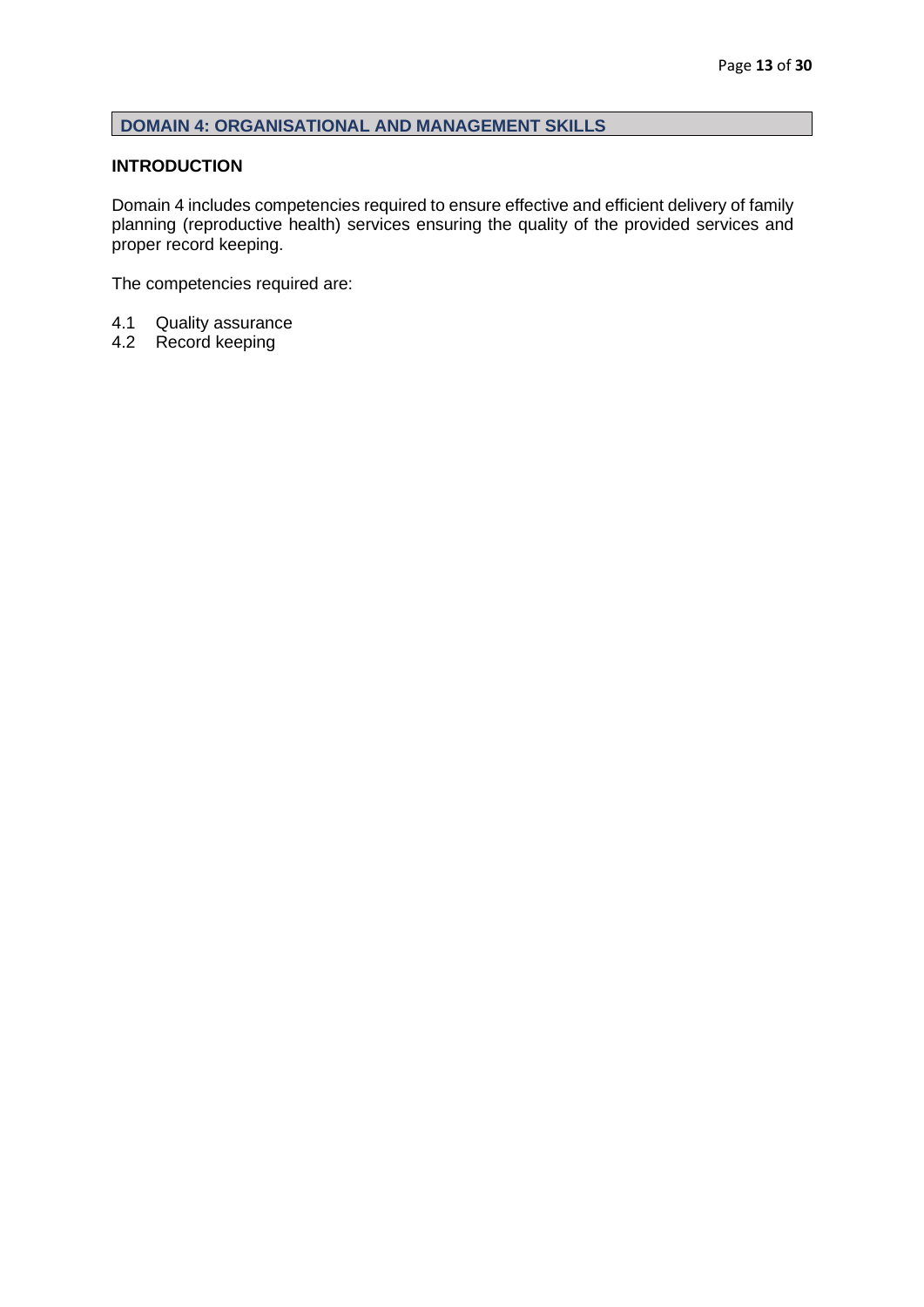## DOMAIN 4: ORGANISATIONAL AND MANAGEMENT SKILLS

### INTRODUCTION

Domain 4 includes competencies required to ensure effective and efficient delivery of family planning (reproductive health) services ensuring the quality of the provided services and proper record keeping.

The competencies required are:

4.1 Quality assurance
4.2 Record keeping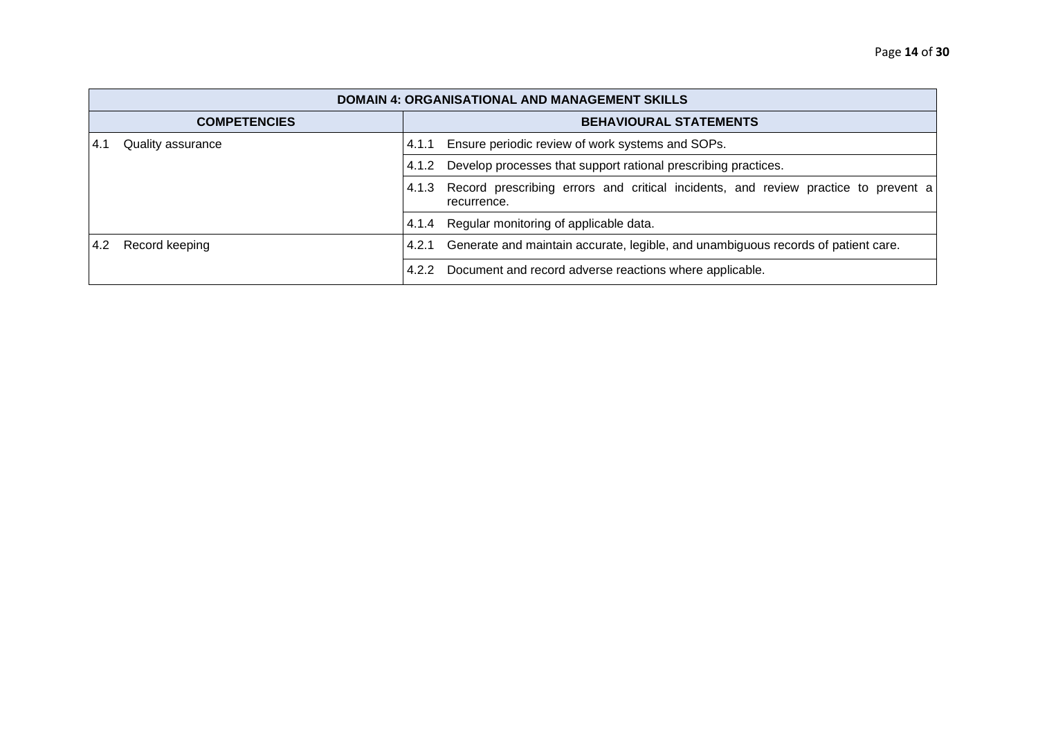| DOMAIN 4: ORGANISATIONAL AND MANAGEMENT SKILLS | |
|---|---|
| **COMPETENCIES** | **BEHAVIOURAL STATEMENTS** |
| 4.1 Quality assurance | 4.1.1 Ensure periodic review of work systems and SOPs. |
| | 4.1.2 Develop processes that support rational prescribing practices. |
| | 4.1.3 Record prescribing errors and critical incidents, and review practice to prevent a recurrence. |
| | 4.1.4 Regular monitoring of applicable data. |
| 4.2 Record keeping | 4.2.1 Generate and maintain accurate, legible, and unambiguous records of patient care. |
| | 4.2.2 Document and record adverse reactions where applicable. |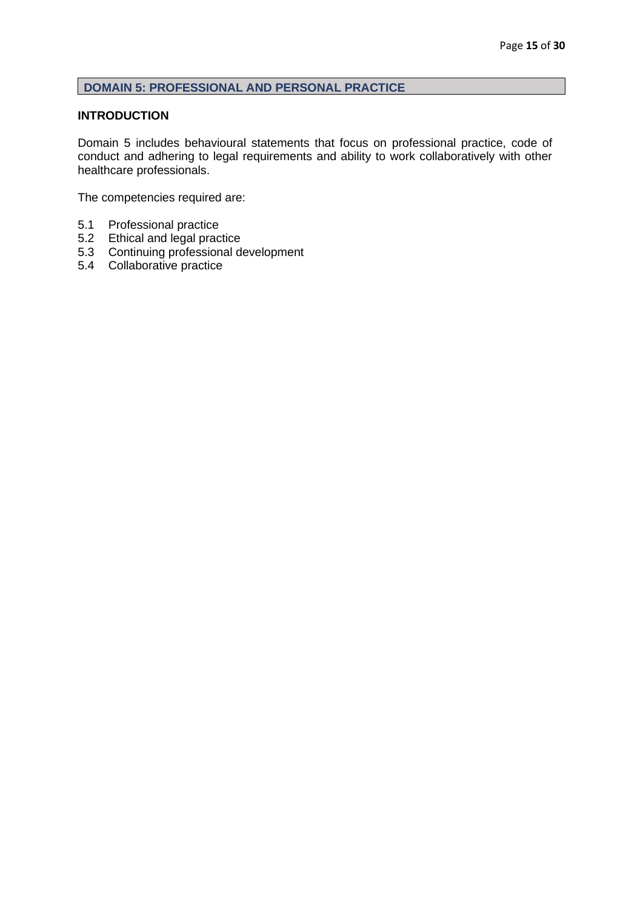## DOMAIN 5: PROFESSIONAL AND PERSONAL PRACTICE

### INTRODUCTION

Domain 5 includes behavioural statements that focus on professional practice, code of conduct and adhering to legal requirements and ability to work collaboratively with other healthcare professionals.

The competencies required are:

- 5.1 Professional practice
- 5.2 Ethical and legal practice
- 5.3 Continuing professional development
- 5.4 Collaborative practice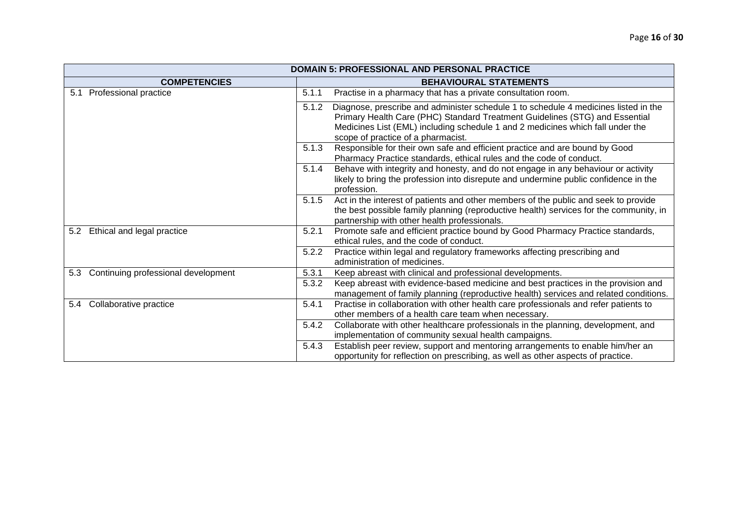| DOMAIN 5: PROFESSIONAL AND PERSONAL PRACTICE | | |
|---|---|---|
| **COMPETENCIES** | **BEHAVIOURAL STATEMENTS** | |
| 5.1 Professional practice | 5.1.1 | Practise in a pharmacy that has a private consultation room. |
| | 5.1.2 | Diagnose, prescribe and administer schedule 1 to schedule 4 medicines listed in the Primary Health Care (PHC) Standard Treatment Guidelines (STG) and Essential Medicines List (EML) including schedule 1 and 2 medicines which fall under the scope of practice of a pharmacist. |
| | 5.1.3 | Responsible for their own safe and efficient practice and are bound by Good Pharmacy Practice standards, ethical rules and the code of conduct. |
| | 5.1.4 | Behave with integrity and honesty, and do not engage in any behaviour or activity likely to bring the profession into disrepute and undermine public confidence in the profession. |
| | 5.1.5 | Act in the interest of patients and other members of the public and seek to provide the best possible family planning (reproductive health) services for the community, in partnership with other health professionals. |
| 5.2 Ethical and legal practice | 5.2.1 | Promote safe and efficient practice bound by Good Pharmacy Practice standards, ethical rules, and the code of conduct. |
| | 5.2.2 | Practice within legal and regulatory frameworks affecting prescribing and administration of medicines. |
| 5.3 Continuing professional development | 5.3.1 | Keep abreast with clinical and professional developments. |
| | 5.3.2 | Keep abreast with evidence-based medicine and best practices in the provision and management of family planning (reproductive health) services and related conditions. |
| 5.4 Collaborative practice | 5.4.1 | Practise in collaboration with other health care professionals and refer patients to other members of a health care team when necessary. |
| | 5.4.2 | Collaborate with other healthcare professionals in the planning, development, and implementation of community sexual health campaigns. |
| | 5.4.3 | Establish peer review, support and mentoring arrangements to enable him/her an opportunity for reflection on prescribing, as well as other aspects of practice. |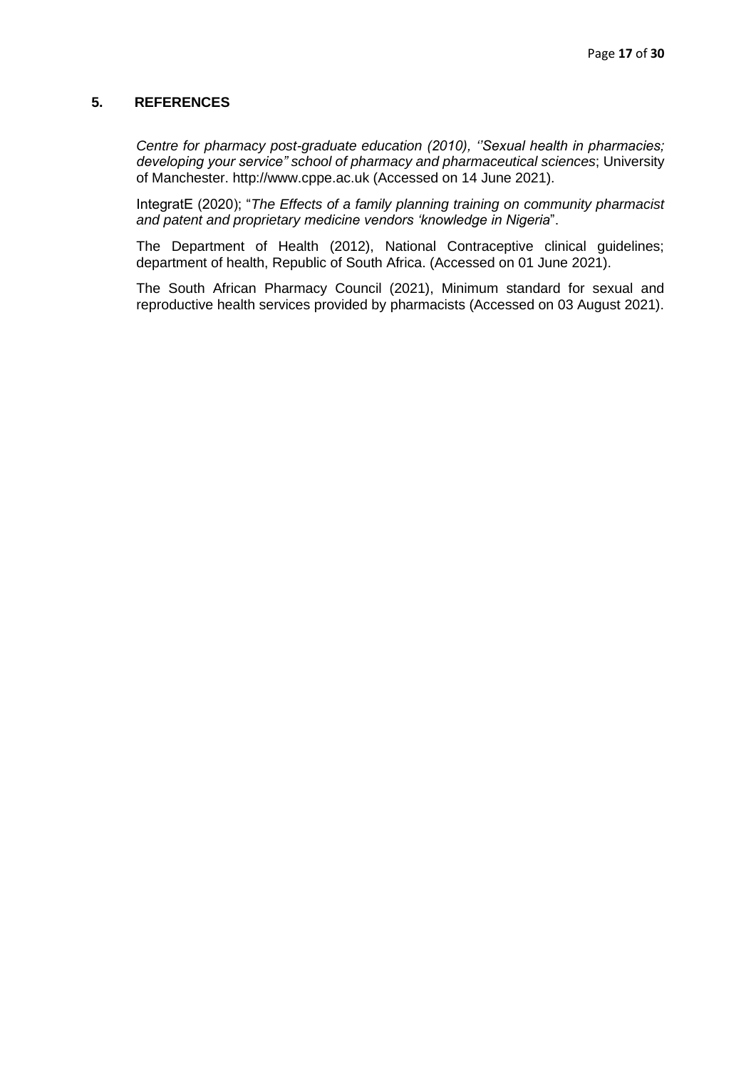## 5. REFERENCES

*Centre for pharmacy post-graduate education (2010), ''Sexual health in pharmacies; developing your service" school of pharmacy and pharmaceutical sciences*; University of Manchester. http://www.cppe.ac.uk (Accessed on 14 June 2021).

IntegratE (2020); "*The Effects of a family planning training on community pharmacist and patent and proprietary medicine vendors 'knowledge in Nigeria*".

The Department of Health (2012), National Contraceptive clinical guidelines; department of health, Republic of South Africa. (Accessed on 01 June 2021).

The South African Pharmacy Council (2021), Minimum standard for sexual and reproductive health services provided by pharmacists (Accessed on 03 August 2021).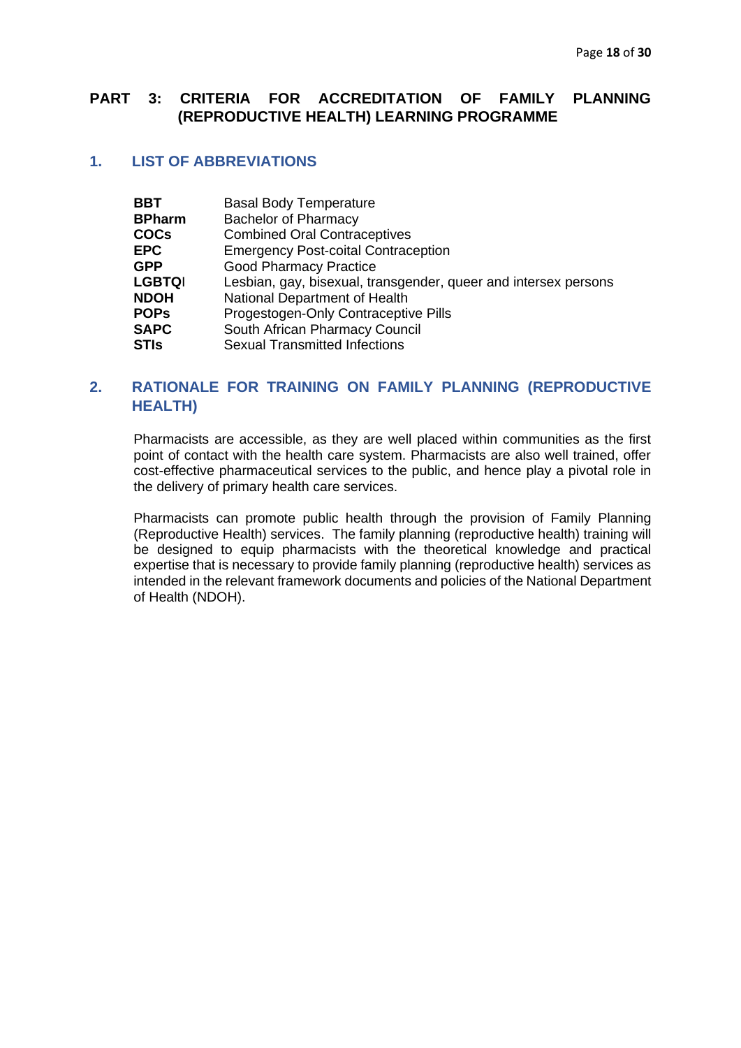# PART 3: CRITERIA FOR ACCREDITATION OF FAMILY PLANNING (REPRODUCTIVE HEALTH) LEARNING PROGRAMME

## 1. LIST OF ABBREVIATIONS

| | |
|---|---|
| **BBT** | Basal Body Temperature |
| **BPharm** | Bachelor of Pharmacy |
| **COCs** | Combined Oral Contraceptives |
| **EPC** | Emergency Post-coital Contraception |
| **GPP** | Good Pharmacy Practice |
| **LGBTQI** | Lesbian, gay, bisexual, transgender, queer and intersex persons |
| **NDOH** | National Department of Health |
| **POPs** | Progestogen-Only Contraceptive Pills |
| **SAPC** | South African Pharmacy Council |
| **STIs** | Sexual Transmitted Infections |

## 2. RATIONALE FOR TRAINING ON FAMILY PLANNING (REPRODUCTIVE HEALTH)

Pharmacists are accessible, as they are well placed within communities as the first point of contact with the health care system. Pharmacists are also well trained, offer cost-effective pharmaceutical services to the public, and hence play a pivotal role in the delivery of primary health care services.

Pharmacists can promote public health through the provision of Family Planning (Reproductive Health) services. The family planning (reproductive health) training will be designed to equip pharmacists with the theoretical knowledge and practical expertise that is necessary to provide family planning (reproductive health) services as intended in the relevant framework documents and policies of the National Department of Health (NDOH).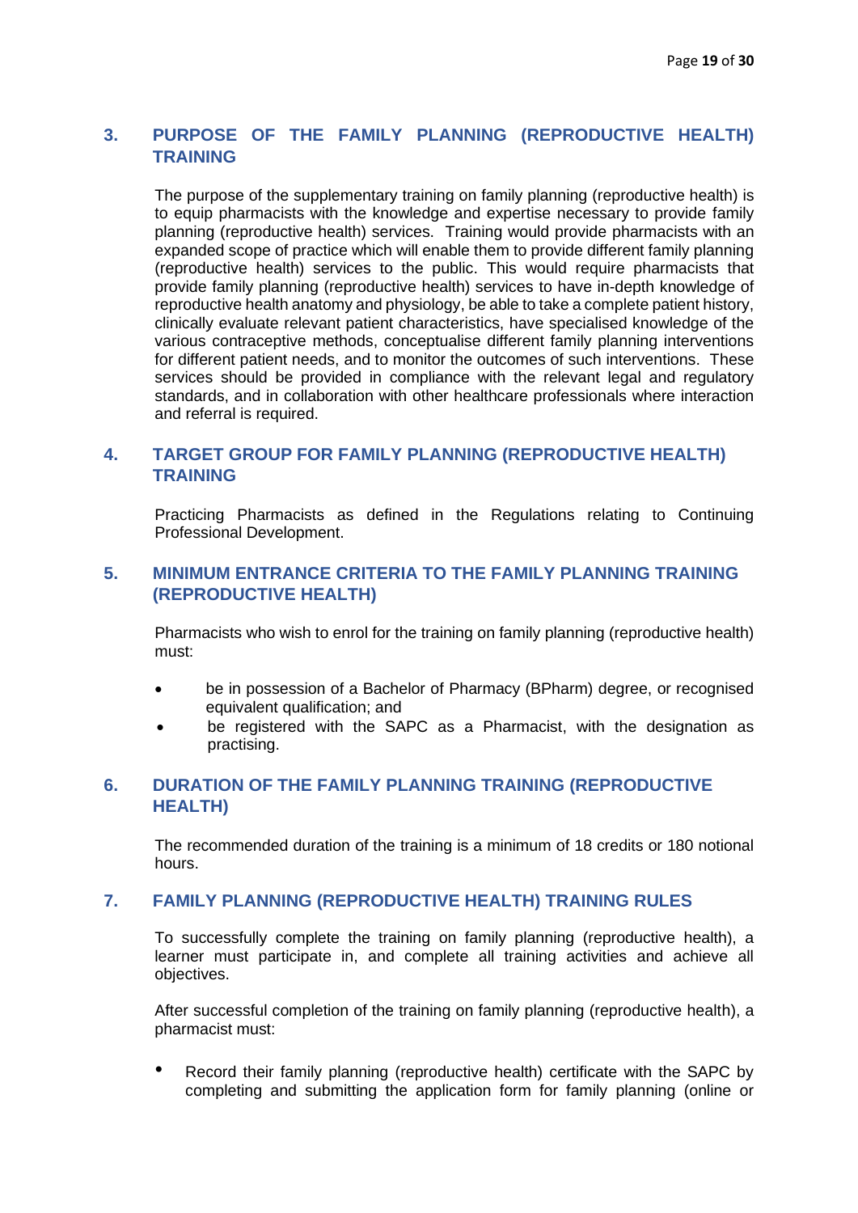## 3. PURPOSE OF THE FAMILY PLANNING (REPRODUCTIVE HEALTH) TRAINING

The purpose of the supplementary training on family planning (reproductive health) is to equip pharmacists with the knowledge and expertise necessary to provide family planning (reproductive health) services. Training would provide pharmacists with an expanded scope of practice which will enable them to provide different family planning (reproductive health) services to the public. This would require pharmacists that provide family planning (reproductive health) services to have in-depth knowledge of reproductive health anatomy and physiology, be able to take a complete patient history, clinically evaluate relevant patient characteristics, have specialised knowledge of the various contraceptive methods, conceptualise different family planning interventions for different patient needs, and to monitor the outcomes of such interventions. These services should be provided in compliance with the relevant legal and regulatory standards, and in collaboration with other healthcare professionals where interaction and referral is required.

## 4. TARGET GROUP FOR FAMILY PLANNING (REPRODUCTIVE HEALTH) TRAINING

Practicing Pharmacists as defined in the Regulations relating to Continuing Professional Development.

## 5. MINIMUM ENTRANCE CRITERIA TO THE FAMILY PLANNING TRAINING (REPRODUCTIVE HEALTH)

Pharmacists who wish to enrol for the training on family planning (reproductive health) must:

- be in possession of a Bachelor of Pharmacy (BPharm) degree, or recognised equivalent qualification; and
- be registered with the SAPC as a Pharmacist, with the designation as practising.

## 6. DURATION OF THE FAMILY PLANNING TRAINING (REPRODUCTIVE HEALTH)

The recommended duration of the training is a minimum of 18 credits or 180 notional hours.

## 7. FAMILY PLANNING (REPRODUCTIVE HEALTH) TRAINING RULES

To successfully complete the training on family planning (reproductive health), a learner must participate in, and complete all training activities and achieve all objectives.

After successful completion of the training on family planning (reproductive health), a pharmacist must:

- Record their family planning (reproductive health) certificate with the SAPC by completing and submitting the application form for family planning (online or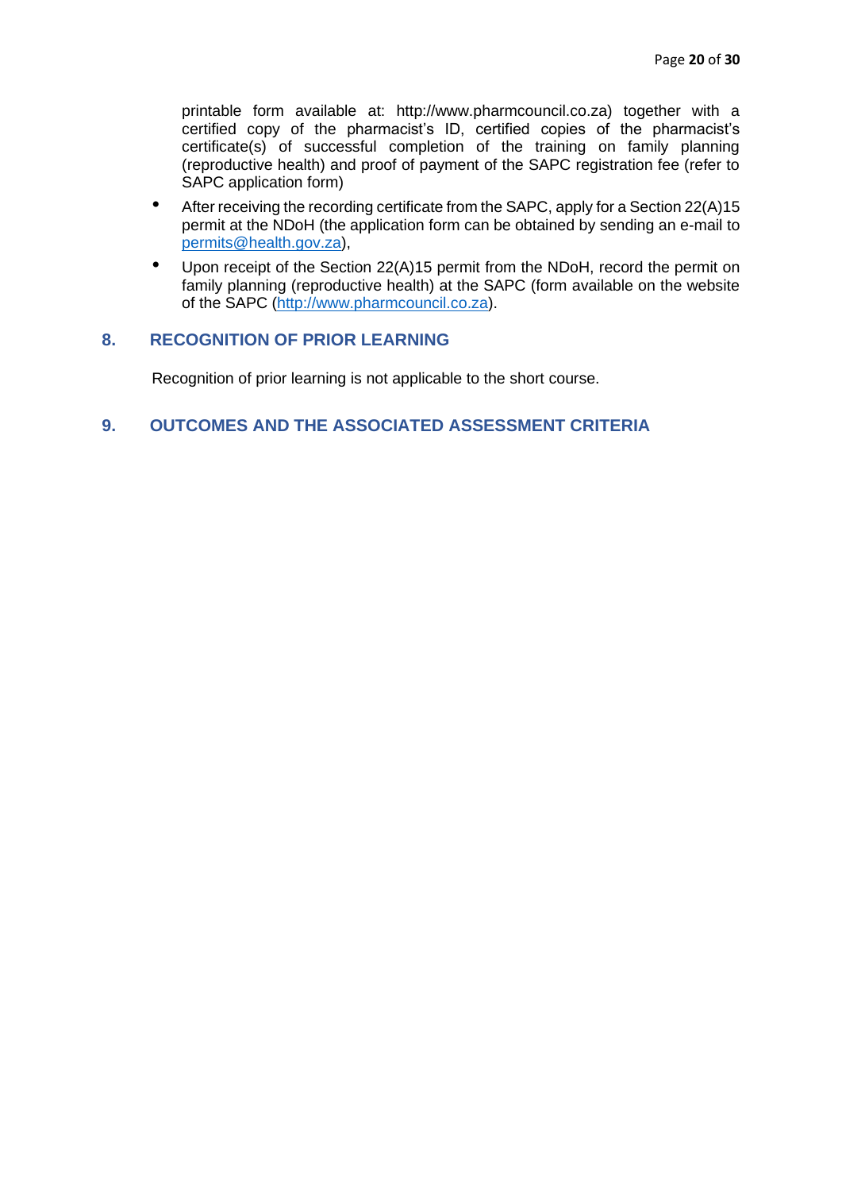printable form available at: http://www.pharmcouncil.co.za) together with a certified copy of the pharmacist's ID, certified copies of the pharmacist's certificate(s) of successful completion of the training on family planning (reproductive health) and proof of payment of the SAPC registration fee (refer to SAPC application form)

- After receiving the recording certificate from the SAPC, apply for a Section 22(A)15 permit at the NDoH (the application form can be obtained by sending an e-mail to permits@health.gov.za),
- Upon receipt of the Section 22(A)15 permit from the NDoH, record the permit on family planning (reproductive health) at the SAPC (form available on the website of the SAPC (http://www.pharmcouncil.co.za).

## 8. RECOGNITION OF PRIOR LEARNING

Recognition of prior learning is not applicable to the short course.

## 9. OUTCOMES AND THE ASSOCIATED ASSESSMENT CRITERIA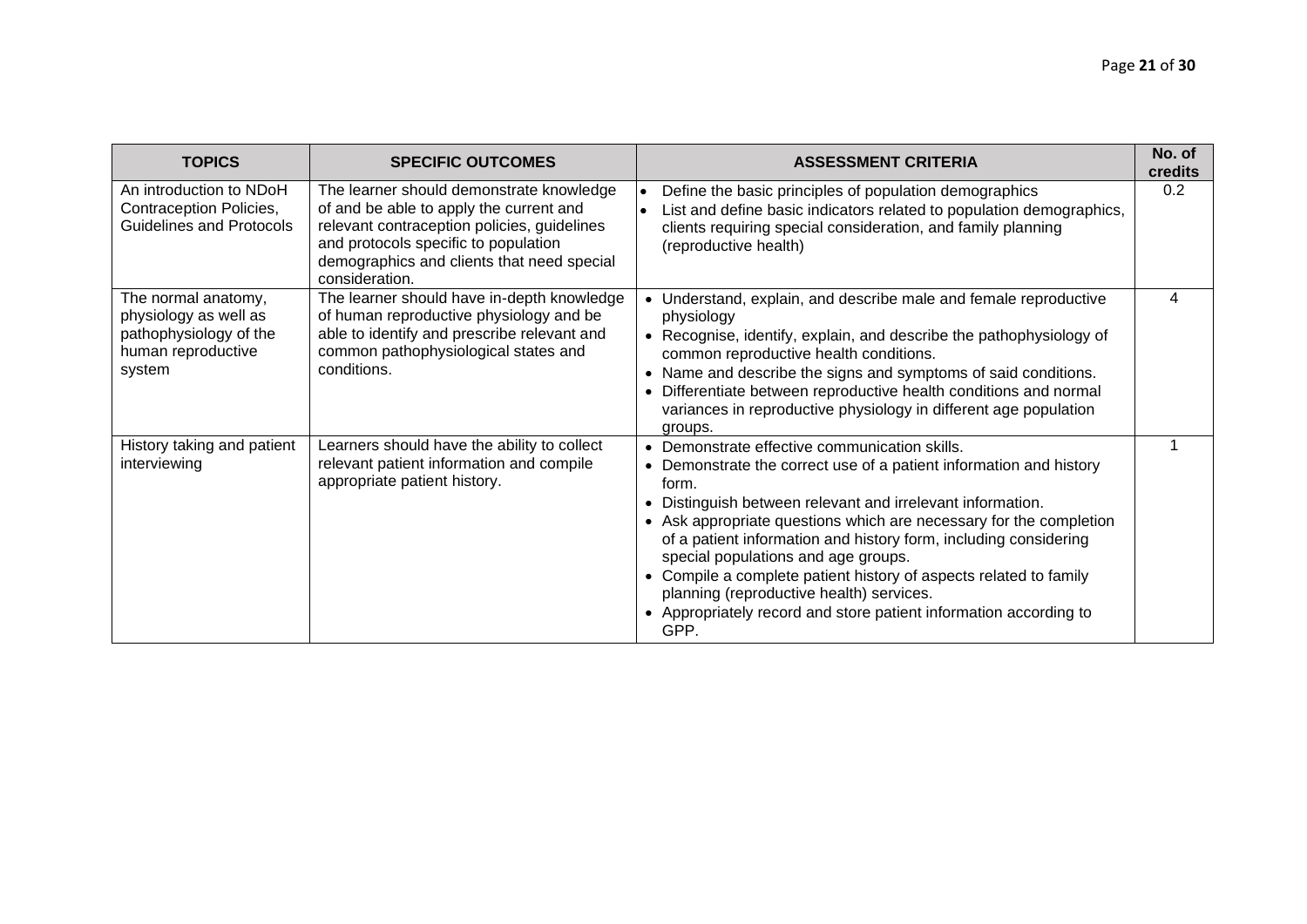| TOPICS | SPECIFIC OUTCOMES | ASSESSMENT CRITERIA | No. of credits |
|---|---|---|---|
| An introduction to NDoH Contraception Policies, Guidelines and Protocols | The learner should demonstrate knowledge of and be able to apply the current and relevant contraception policies, guidelines and protocols specific to population demographics and clients that need special consideration. | • Define the basic principles of population demographics<br>• List and define basic indicators related to population demographics, clients requiring special consideration, and family planning (reproductive health) | 0.2 |
| The normal anatomy, physiology as well as pathophysiology of the human reproductive system | The learner should have in-depth knowledge of human reproductive physiology and be able to identify and prescribe relevant and common pathophysiological states and conditions. | • Understand, explain, and describe male and female reproductive physiology<br>• Recognise, identify, explain, and describe the pathophysiology of common reproductive health conditions.<br>• Name and describe the signs and symptoms of said conditions.<br>• Differentiate between reproductive health conditions and normal variances in reproductive physiology in different age population groups. | 4 |
| History taking and patient interviewing | Learners should have the ability to collect relevant patient information and compile appropriate patient history. | • Demonstrate effective communication skills.<br>• Demonstrate the correct use of a patient information and history form.<br>• Distinguish between relevant and irrelevant information.<br>• Ask appropriate questions which are necessary for the completion of a patient information and history form, including considering special populations and age groups.<br>• Compile a complete patient history of aspects related to family planning (reproductive health) services.<br>• Appropriately record and store patient information according to GPP. | 1 |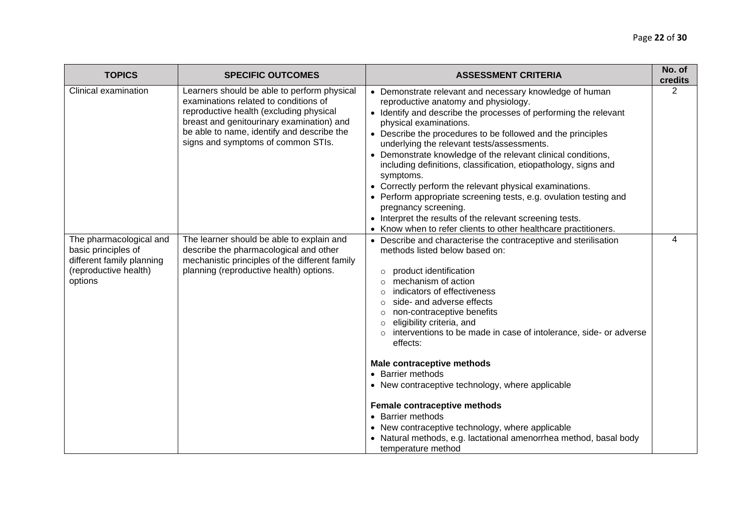| TOPICS | SPECIFIC OUTCOMES | ASSESSMENT CRITERIA | No. of credits |
|---|---|---|---|
| Clinical examination | Learners should be able to perform physical examinations related to conditions of reproductive health (excluding physical breast and genitourinary examination) and be able to name, identify and describe the signs and symptoms of common STIs. | • Demonstrate relevant and necessary knowledge of human reproductive anatomy and physiology.<br>• Identify and describe the processes of performing the relevant physical examinations.<br>• Describe the procedures to be followed and the principles underlying the relevant tests/assessments.<br>• Demonstrate knowledge of the relevant clinical conditions, including definitions, classification, etiopathology, signs and symptoms.<br>• Correctly perform the relevant physical examinations.<br>• Perform appropriate screening tests, e.g. ovulation testing and pregnancy screening.<br>• Interpret the results of the relevant screening tests.<br>• Know when to refer clients to other healthcare practitioners. | 2 |
| The pharmacological and basic principles of different family planning (reproductive health) options | The learner should be able to explain and describe the pharmacological and other mechanistic principles of the different family planning (reproductive health) options. | • Describe and characterise the contraceptive and sterilisation methods listed below based on:<br>&nbsp;&nbsp;○ product identification<br>&nbsp;&nbsp;○ mechanism of action<br>&nbsp;&nbsp;○ indicators of effectiveness<br>&nbsp;&nbsp;○ side- and adverse effects<br>&nbsp;&nbsp;○ non-contraceptive benefits<br>&nbsp;&nbsp;○ eligibility criteria, and<br>&nbsp;&nbsp;○ interventions to be made in case of intolerance, side- or adverse effects:<br><br>**Male contraceptive methods**<br>• Barrier methods<br>• New contraceptive technology, where applicable<br><br>**Female contraceptive methods**<br>• Barrier methods<br>• New contraceptive technology, where applicable<br>• Natural methods, e.g. lactational amenorrhea method, basal body temperature method | 4 |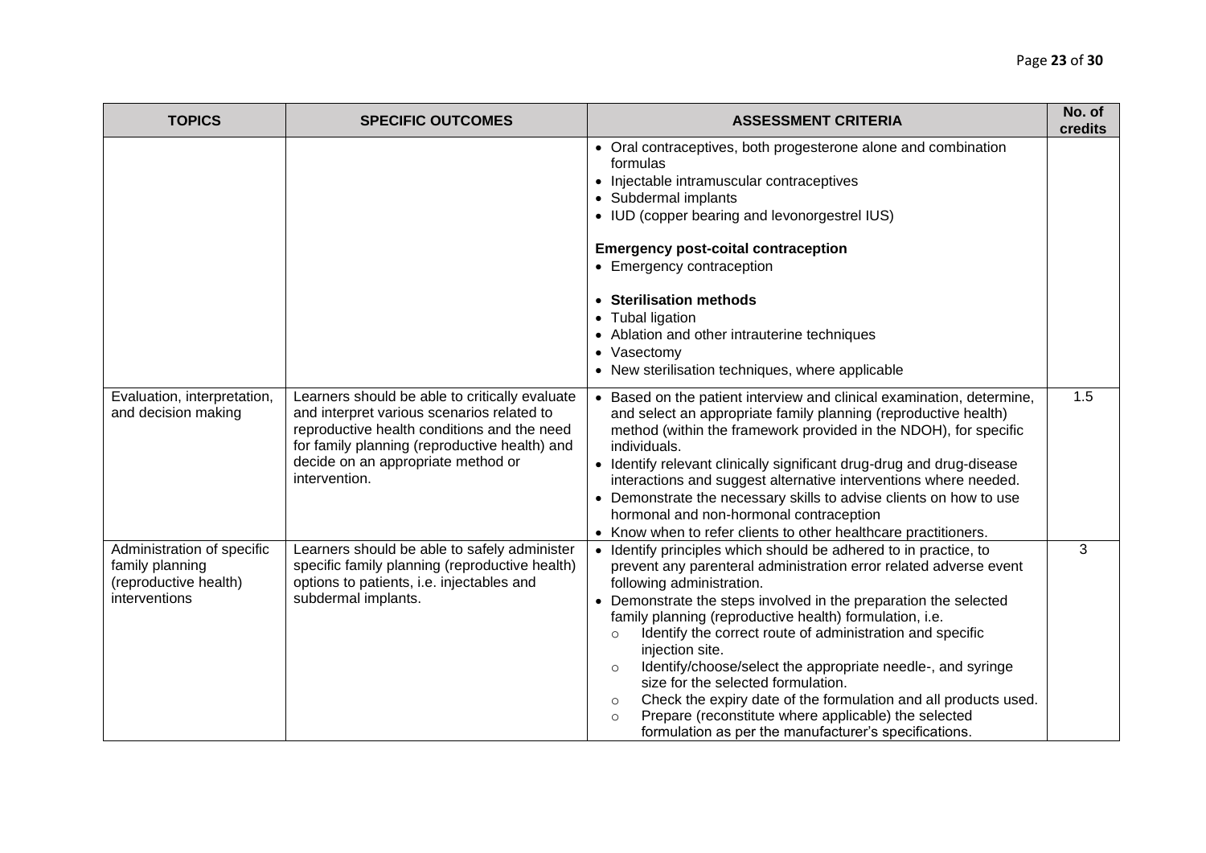| TOPICS | SPECIFIC OUTCOMES | ASSESSMENT CRITERIA | No. of credits |
|---|---|---|---|
| | | • Oral contraceptives, both progesterone alone and combination formulas<br>• Injectable intramuscular contraceptives<br>• Subdermal implants<br>• IUD (copper bearing and levonorgestrel IUS)<br><br>**Emergency post-coital contraception**<br>• Emergency contraception<br><br>• **Sterilisation methods**<br>• Tubal ligation<br>• Ablation and other intrauterine techniques<br>• Vasectomy<br>• New sterilisation techniques, where applicable | |
| Evaluation, interpretation, and decision making | Learners should be able to critically evaluate and interpret various scenarios related to reproductive health conditions and the need for family planning (reproductive health) and decide on an appropriate method or intervention. | • Based on the patient interview and clinical examination, determine, and select an appropriate family planning (reproductive health) method (within the framework provided in the NDOH), for specific individuals.<br>• Identify relevant clinically significant drug-drug and drug-disease interactions and suggest alternative interventions where needed.<br>• Demonstrate the necessary skills to advise clients on how to use hormonal and non-hormonal contraception<br>• Know when to refer clients to other healthcare practitioners. | 1.5 |
| Administration of specific family planning (reproductive health) interventions | Learners should be able to safely administer specific family planning (reproductive health) options to patients, i.e. injectables and subdermal implants. | • Identify principles which should be adhered to in practice, to prevent any parenteral administration error related adverse event following administration.<br>• Demonstrate the steps involved in the preparation the selected family planning (reproductive health) formulation, i.e.<br>&nbsp;&nbsp;○ Identify the correct route of administration and specific injection site.<br>&nbsp;&nbsp;○ Identify/choose/select the appropriate needle-, and syringe size for the selected formulation.<br>&nbsp;&nbsp;○ Check the expiry date of the formulation and all products used.<br>&nbsp;&nbsp;○ Prepare (reconstitute where applicable) the selected formulation as per the manufacturer's specifications. | 3 |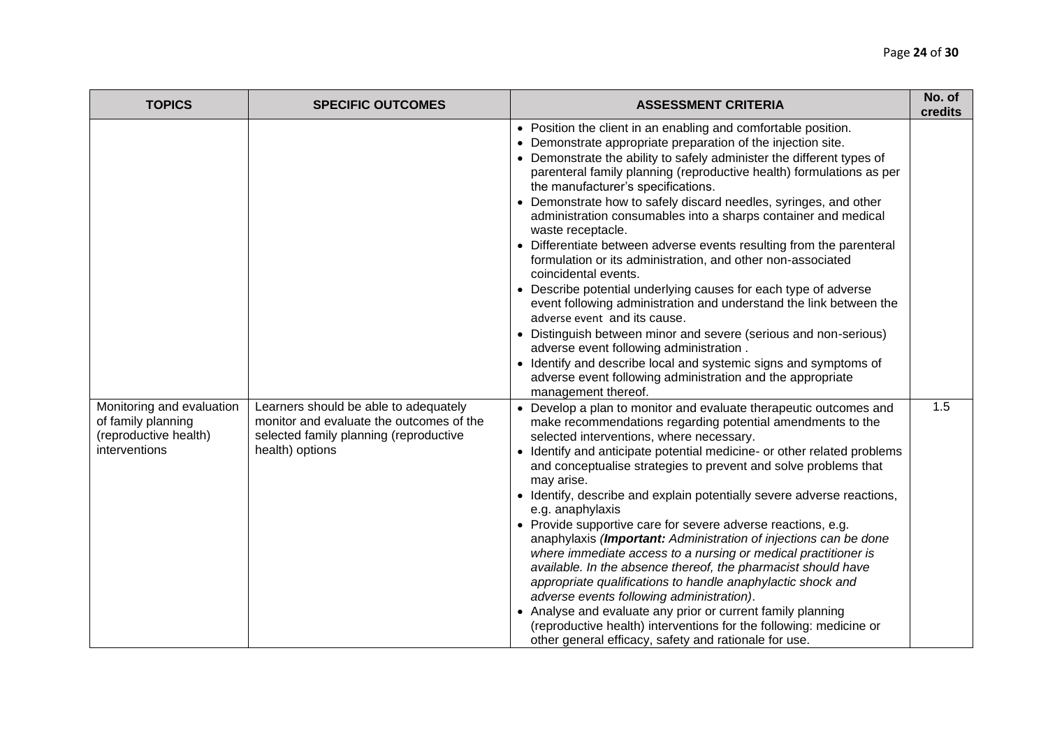| TOPICS | SPECIFIC OUTCOMES | ASSESSMENT CRITERIA | No. of credits |
|---|---|---|---|
| | | • Position the client in an enabling and comfortable position.<br>• Demonstrate appropriate preparation of the injection site.<br>• Demonstrate the ability to safely administer the different types of parenteral family planning (reproductive health) formulations as per the manufacturer's specifications.<br>• Demonstrate how to safely discard needles, syringes, and other administration consumables into a sharps container and medical waste receptacle.<br>• Differentiate between adverse events resulting from the parenteral formulation or its administration, and other non-associated coincidental events.<br>• Describe potential underlying causes for each type of adverse event following administration and understand the link between the adverse event and its cause.<br>• Distinguish between minor and severe (serious and non-serious) adverse event following administration .<br>• Identify and describe local and systemic signs and symptoms of adverse event following administration and the appropriate management thereof. | |
| Monitoring and evaluation of family planning (reproductive health) interventions | Learners should be able to adequately monitor and evaluate the outcomes of the selected family planning (reproductive health) options | • Develop a plan to monitor and evaluate therapeutic outcomes and make recommendations regarding potential amendments to the selected interventions, where necessary.<br>• Identify and anticipate potential medicine- or other related problems and conceptualise strategies to prevent and solve problems that may arise.<br>• Identify, describe and explain potentially severe adverse reactions, e.g. anaphylaxis<br>• Provide supportive care for severe adverse reactions, e.g. anaphylaxis (***Important:*** *Administration of injections can be done where immediate access to a nursing or medical practitioner is available. In the absence thereof, the pharmacist should have appropriate qualifications to handle anaphylactic shock and adverse events following administration)*.<br>• Analyse and evaluate any prior or current family planning (reproductive health) interventions for the following: medicine or other general efficacy, safety and rationale for use. | 1.5 |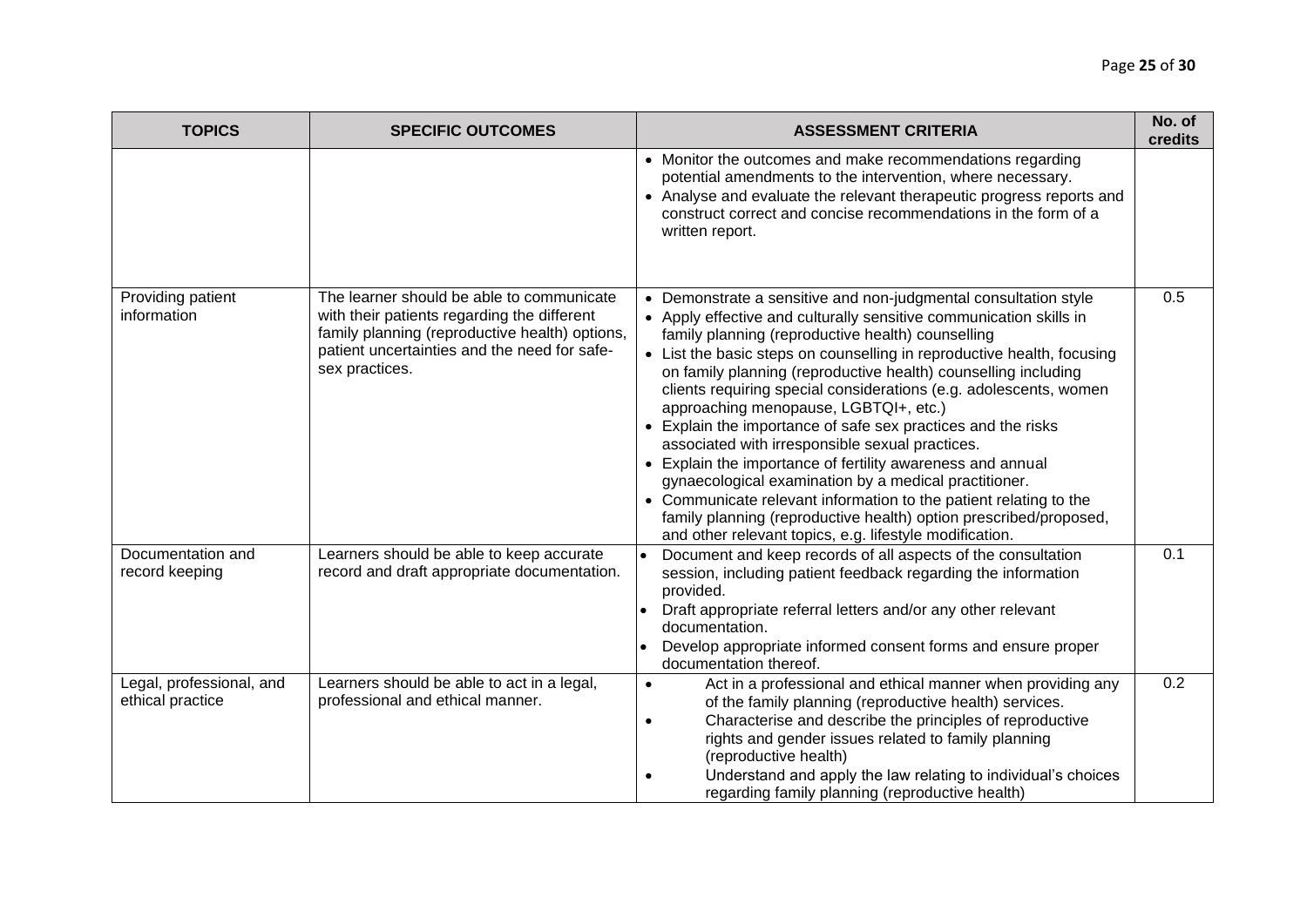| TOPICS | SPECIFIC OUTCOMES | ASSESSMENT CRITERIA | No. of credits |
| --- | --- | --- | --- |
| | | • Monitor the outcomes and make recommendations regarding potential amendments to the intervention, where necessary.<br>• Analyse and evaluate the relevant therapeutic progress reports and construct correct and concise recommendations in the form of a written report. | |
| Providing patient information | The learner should be able to communicate with their patients regarding the different family planning (reproductive health) options, patient uncertainties and the need for safe-sex practices. | • Demonstrate a sensitive and non-judgmental consultation style<br>• Apply effective and culturally sensitive communication skills in family planning (reproductive health) counselling<br>• List the basic steps on counselling in reproductive health, focusing on family planning (reproductive health) counselling including clients requiring special considerations (e.g. adolescents, women approaching menopause, LGBTQI+, etc.)<br>• Explain the importance of safe sex practices and the risks associated with irresponsible sexual practices.<br>• Explain the importance of fertility awareness and annual gynaecological examination by a medical practitioner.<br>• Communicate relevant information to the patient relating to the family planning (reproductive health) option prescribed/proposed, and other relevant topics, e.g. lifestyle modification. | 0.5 |
| Documentation and record keeping | Learners should be able to keep accurate record and draft appropriate documentation. | • Document and keep records of all aspects of the consultation session, including patient feedback regarding the information provided.<br>• Draft appropriate referral letters and/or any other relevant documentation.<br>• Develop appropriate informed consent forms and ensure proper documentation thereof. | 0.1 |
| Legal, professional, and ethical practice | Learners should be able to act in a legal, professional and ethical manner. | • Act in a professional and ethical manner when providing any of the family planning (reproductive health) services.<br>• Characterise and describe the principles of reproductive rights and gender issues related to family planning (reproductive health)<br>• Understand and apply the law relating to individual's choices regarding family planning (reproductive health) | 0.2 |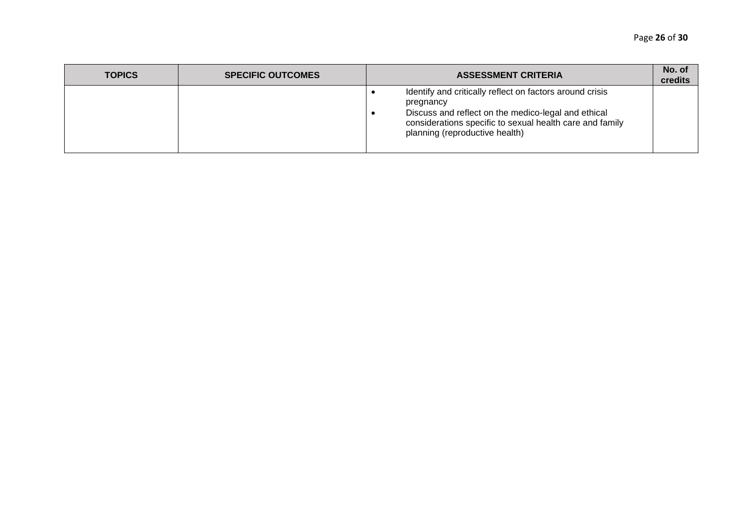| TOPICS | SPECIFIC OUTCOMES | ASSESSMENT CRITERIA | No. of credits |
| --- | --- | --- | --- |
| | | • Identify and critically reflect on factors around crisis pregnancy<br>• Discuss and reflect on the medico-legal and ethical considerations specific to sexual health care and family planning (reproductive health) | |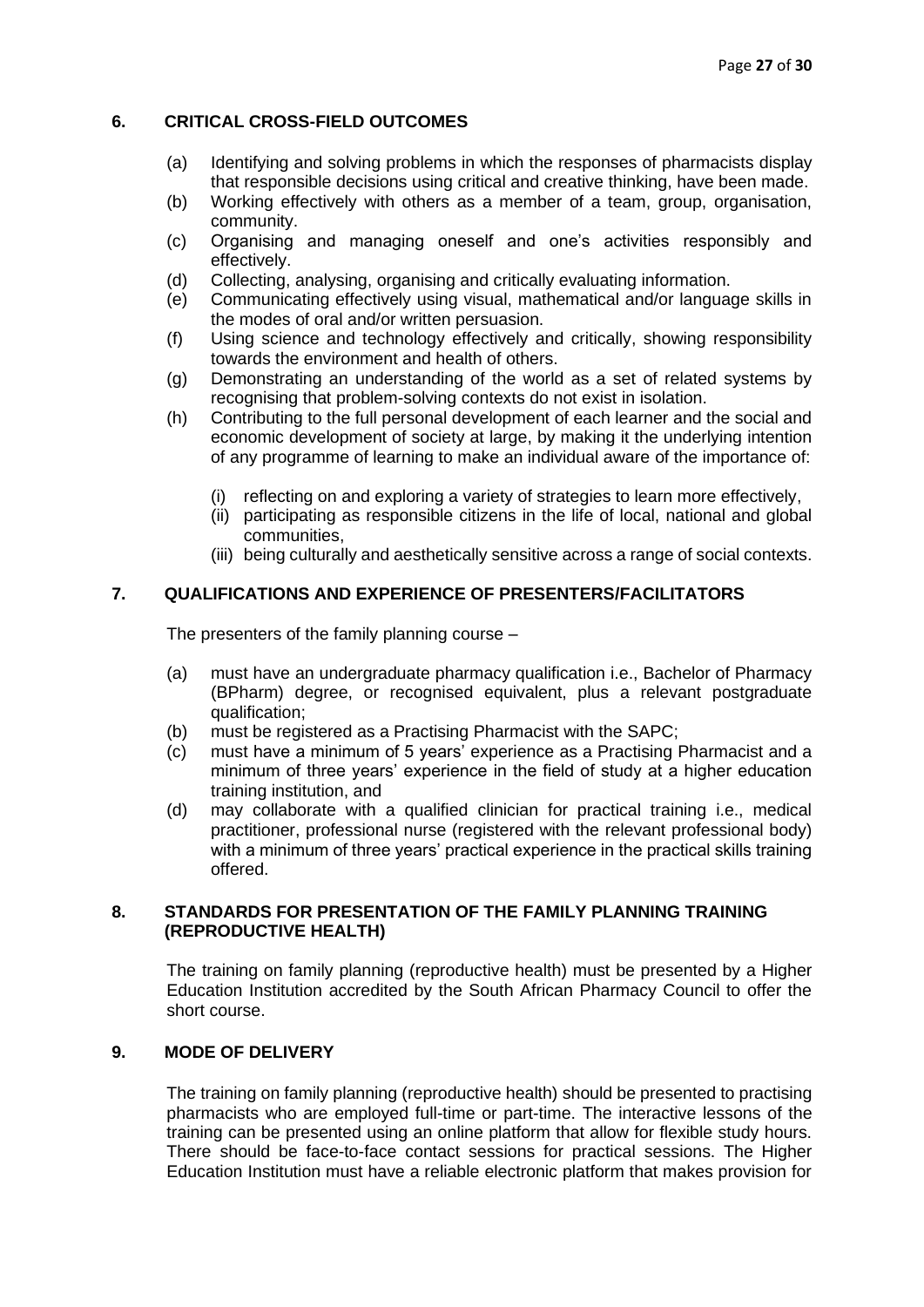## 6. CRITICAL CROSS-FIELD OUTCOMES

(a) Identifying and solving problems in which the responses of pharmacists display that responsible decisions using critical and creative thinking, have been made.

(b) Working effectively with others as a member of a team, group, organisation, community.

(c) Organising and managing oneself and one's activities responsibly and effectively.

(d) Collecting, analysing, organising and critically evaluating information.

(e) Communicating effectively using visual, mathematical and/or language skills in the modes of oral and/or written persuasion.

(f) Using science and technology effectively and critically, showing responsibility towards the environment and health of others.

(g) Demonstrating an understanding of the world as a set of related systems by recognising that problem-solving contexts do not exist in isolation.

(h) Contributing to the full personal development of each learner and the social and economic development of society at large, by making it the underlying intention of any programme of learning to make an individual aware of the importance of:

  (i) reflecting on and exploring a variety of strategies to learn more effectively,
  (ii) participating as responsible citizens in the life of local, national and global communities,
  (iii) being culturally and aesthetically sensitive across a range of social contexts.

## 7. QUALIFICATIONS AND EXPERIENCE OF PRESENTERS/FACILITATORS

The presenters of the family planning course –

(a) must have an undergraduate pharmacy qualification i.e., Bachelor of Pharmacy (BPharm) degree, or recognised equivalent, plus a relevant postgraduate qualification;

(b) must be registered as a Practising Pharmacist with the SAPC;

(c) must have a minimum of 5 years' experience as a Practising Pharmacist and a minimum of three years' experience in the field of study at a higher education training institution, and

(d) may collaborate with a qualified clinician for practical training i.e., medical practitioner, professional nurse (registered with the relevant professional body) with a minimum of three years' practical experience in the practical skills training offered.

## 8. STANDARDS FOR PRESENTATION OF THE FAMILY PLANNING TRAINING (REPRODUCTIVE HEALTH)

The training on family planning (reproductive health) must be presented by a Higher Education Institution accredited by the South African Pharmacy Council to offer the short course.

## 9. MODE OF DELIVERY

The training on family planning (reproductive health) should be presented to practising pharmacists who are employed full-time or part-time. The interactive lessons of the training can be presented using an online platform that allow for flexible study hours. There should be face-to-face contact sessions for practical sessions. The Higher Education Institution must have a reliable electronic platform that makes provision for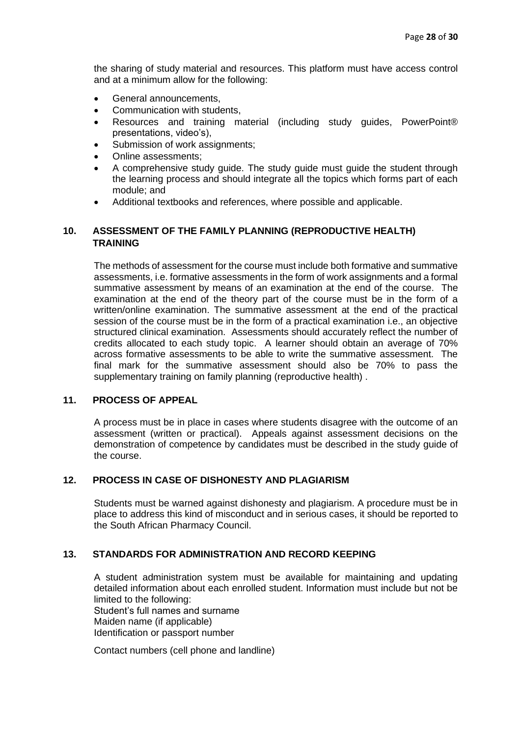the sharing of study material and resources. This platform must have access control and at a minimum allow for the following:

- General announcements,
- Communication with students,
- Resources and training material (including study guides, PowerPoint® presentations, video's),
- Submission of work assignments;
- Online assessments;
- A comprehensive study guide. The study guide must guide the student through the learning process and should integrate all the topics which forms part of each module; and
- Additional textbooks and references, where possible and applicable.

## 10. ASSESSMENT OF THE FAMILY PLANNING (REPRODUCTIVE HEALTH) TRAINING

The methods of assessment for the course must include both formative and summative assessments, i.e. formative assessments in the form of work assignments and a formal summative assessment by means of an examination at the end of the course. The examination at the end of the theory part of the course must be in the form of a written/online examination. The summative assessment at the end of the practical session of the course must be in the form of a practical examination i.e., an objective structured clinical examination. Assessments should accurately reflect the number of credits allocated to each study topic. A learner should obtain an average of 70% across formative assessments to be able to write the summative assessment. The final mark for the summative assessment should also be 70% to pass the supplementary training on family planning (reproductive health) .

## 11. PROCESS OF APPEAL

A process must be in place in cases where students disagree with the outcome of an assessment (written or practical). Appeals against assessment decisions on the demonstration of competence by candidates must be described in the study guide of the course.

## 12. PROCESS IN CASE OF DISHONESTY AND PLAGIARISM

Students must be warned against dishonesty and plagiarism. A procedure must be in place to address this kind of misconduct and in serious cases, it should be reported to the South African Pharmacy Council.

## 13. STANDARDS FOR ADMINISTRATION AND RECORD KEEPING

A student administration system must be available for maintaining and updating detailed information about each enrolled student. Information must include but not be limited to the following:
Student's full names and surname
Maiden name (if applicable)
Identification or passport number

Contact numbers (cell phone and landline)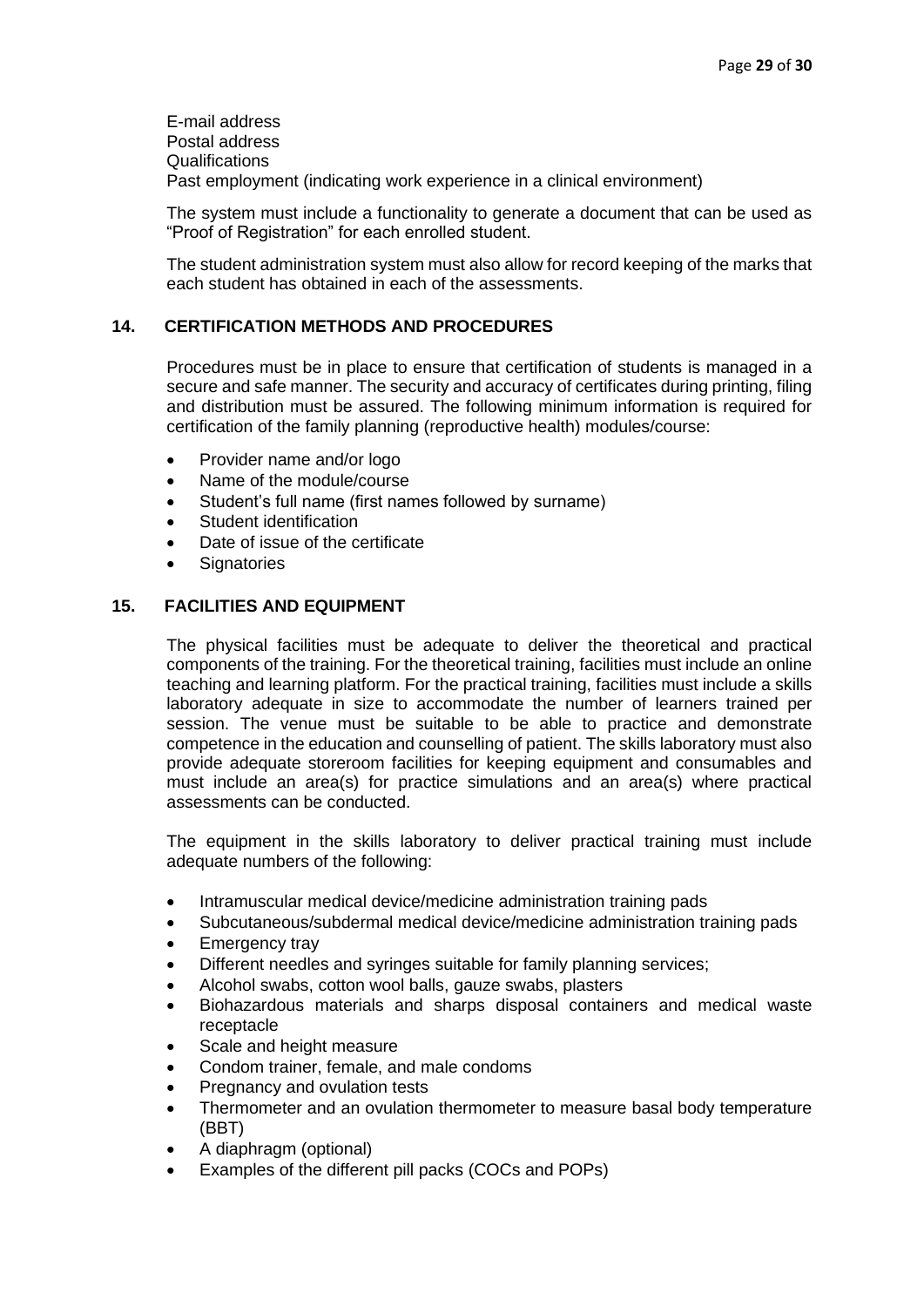E-mail address
Postal address
Qualifications
Past employment (indicating work experience in a clinical environment)

The system must include a functionality to generate a document that can be used as "Proof of Registration" for each enrolled student.

The student administration system must also allow for record keeping of the marks that each student has obtained in each of the assessments.

## 14. CERTIFICATION METHODS AND PROCEDURES

Procedures must be in place to ensure that certification of students is managed in a secure and safe manner. The security and accuracy of certificates during printing, filing and distribution must be assured. The following minimum information is required for certification of the family planning (reproductive health) modules/course:

- Provider name and/or logo
- Name of the module/course
- Student's full name (first names followed by surname)
- Student identification
- Date of issue of the certificate
- Signatories

## 15. FACILITIES AND EQUIPMENT

The physical facilities must be adequate to deliver the theoretical and practical components of the training. For the theoretical training, facilities must include an online teaching and learning platform. For the practical training, facilities must include a skills laboratory adequate in size to accommodate the number of learners trained per session. The venue must be suitable to be able to practice and demonstrate competence in the education and counselling of patient. The skills laboratory must also provide adequate storeroom facilities for keeping equipment and consumables and must include an area(s) for practice simulations and an area(s) where practical assessments can be conducted.

The equipment in the skills laboratory to deliver practical training must include adequate numbers of the following:

- Intramuscular medical device/medicine administration training pads
- Subcutaneous/subdermal medical device/medicine administration training pads
- Emergency tray
- Different needles and syringes suitable for family planning services;
- Alcohol swabs, cotton wool balls, gauze swabs, plasters
- Biohazardous materials and sharps disposal containers and medical waste receptacle
- Scale and height measure
- Condom trainer, female, and male condoms
- Pregnancy and ovulation tests
- Thermometer and an ovulation thermometer to measure basal body temperature (BBT)
- A diaphragm (optional)
- Examples of the different pill packs (COCs and POPs)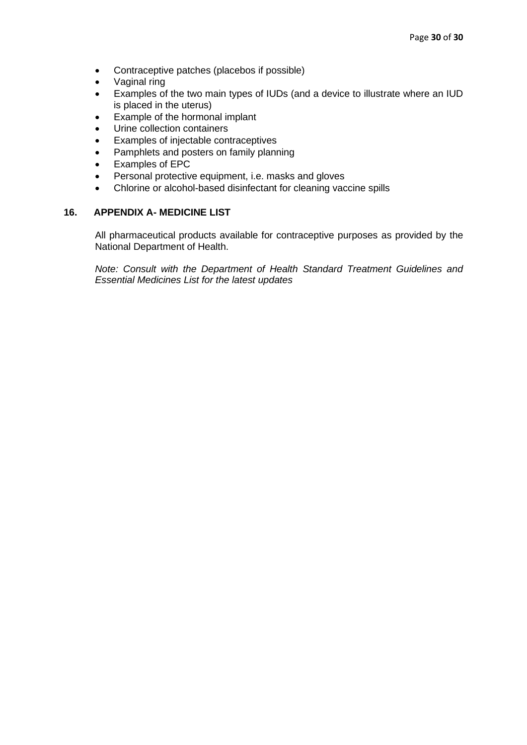- Contraceptive patches (placebos if possible)
- Vaginal ring
- Examples of the two main types of IUDs (and a device to illustrate where an IUD is placed in the uterus)
- Example of the hormonal implant
- Urine collection containers
- Examples of injectable contraceptives
- Pamphlets and posters on family planning
- Examples of EPC
- Personal protective equipment, i.e. masks and gloves
- Chlorine or alcohol-based disinfectant for cleaning vaccine spills

## 16. APPENDIX A- MEDICINE LIST

All pharmaceutical products available for contraceptive purposes as provided by the National Department of Health.

*Note: Consult with the Department of Health Standard Treatment Guidelines and Essential Medicines List for the latest updates*